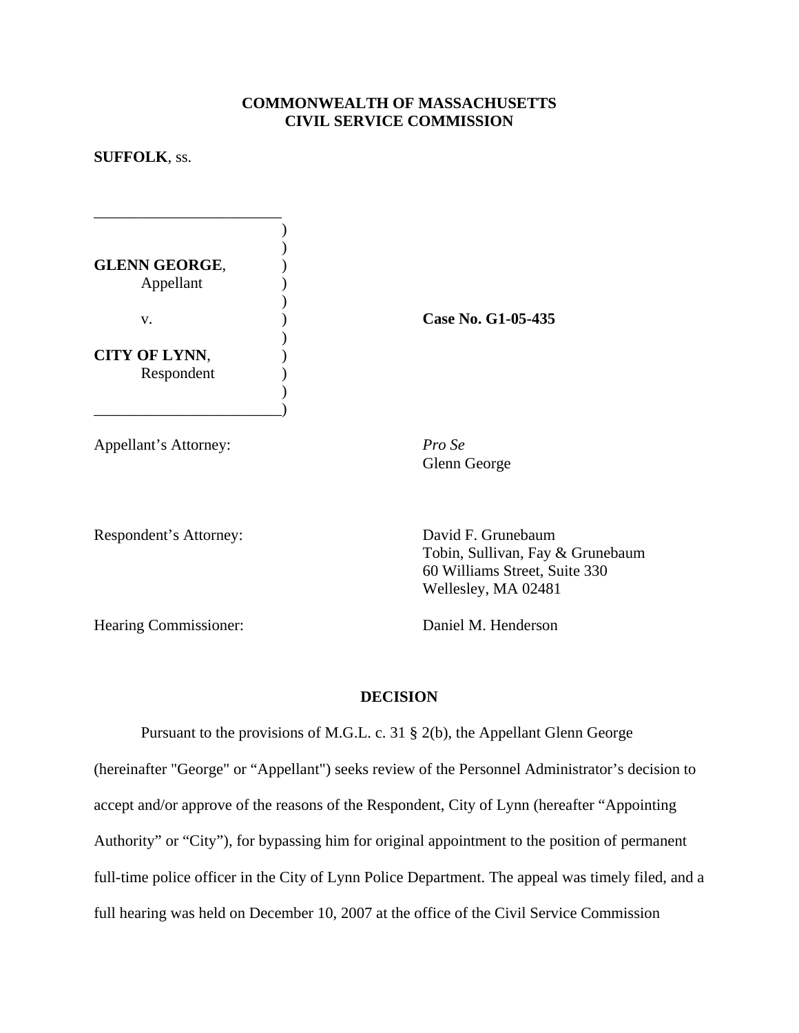**COMMONWEALTH OF MASSACHUSETTS**
**CIVIL SERVICE COMMISSION**

**SUFFOLK**, ss.

**GLENN GEORGE**,
Appellant

v.

**CITY OF LYNN**,
Respondent

**Case No. G1-05-435**

Appellant's Attorney: *Pro Se*
Glenn George

Respondent's Attorney: David F. Grunebaum
Tobin, Sullivan, Fay & Grunebaum
60 Williams Street, Suite 330
Wellesley, MA 02481

Hearing Commissioner: Daniel M. Henderson

## DECISION

Pursuant to the provisions of M.G.L. c. 31 § 2(b), the Appellant Glenn George (hereinafter "George" or "Appellant") seeks review of the Personnel Administrator's decision to accept and/or approve of the reasons of the Respondent, City of Lynn (hereafter "Appointing Authority" or "City"), for bypassing him for original appointment to the position of permanent full-time police officer in the City of Lynn Police Department. The appeal was timely filed, and a full hearing was held on December 10, 2007 at the office of the Civil Service Commission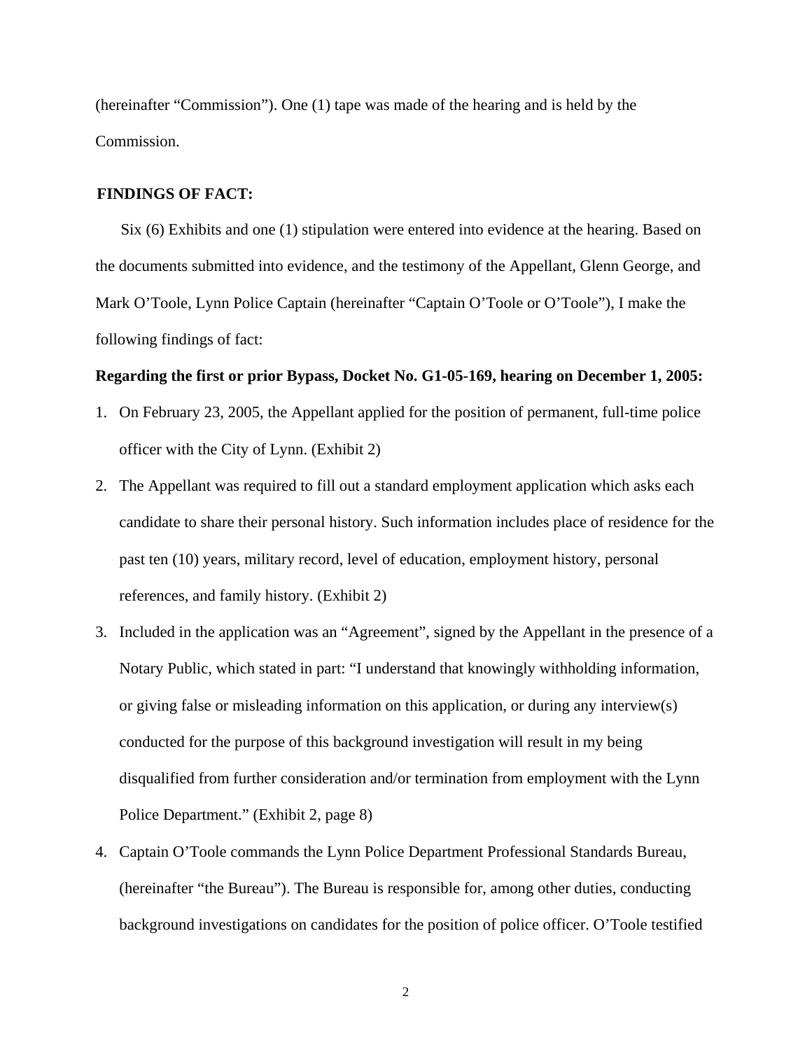(hereinafter "Commission"). One (1) tape was made of the hearing and is held by the Commission.

**FINDINGS OF FACT:**

Six (6) Exhibits and one (1) stipulation were entered into evidence at the hearing. Based on the documents submitted into evidence, and the testimony of the Appellant, Glenn George, and Mark O'Toole, Lynn Police Captain (hereinafter "Captain O'Toole or O'Toole"), I make the following findings of fact:

**Regarding the first or prior Bypass, Docket No. G1-05-169, hearing on December 1, 2005:**

1. On February 23, 2005, the Appellant applied for the position of permanent, full-time police officer with the City of Lynn. (Exhibit 2)
2. The Appellant was required to fill out a standard employment application which asks each candidate to share their personal history. Such information includes place of residence for the past ten (10) years, military record, level of education, employment history, personal references, and family history. (Exhibit 2)
3. Included in the application was an "Agreement", signed by the Appellant in the presence of a Notary Public, which stated in part: "I understand that knowingly withholding information, or giving false or misleading information on this application, or during any interview(s) conducted for the purpose of this background investigation will result in my being disqualified from further consideration and/or termination from employment with the Lynn Police Department." (Exhibit 2, page 8)
4. Captain O'Toole commands the Lynn Police Department Professional Standards Bureau, (hereinafter "the Bureau"). The Bureau is responsible for, among other duties, conducting background investigations on candidates for the position of police officer. O'Toole testified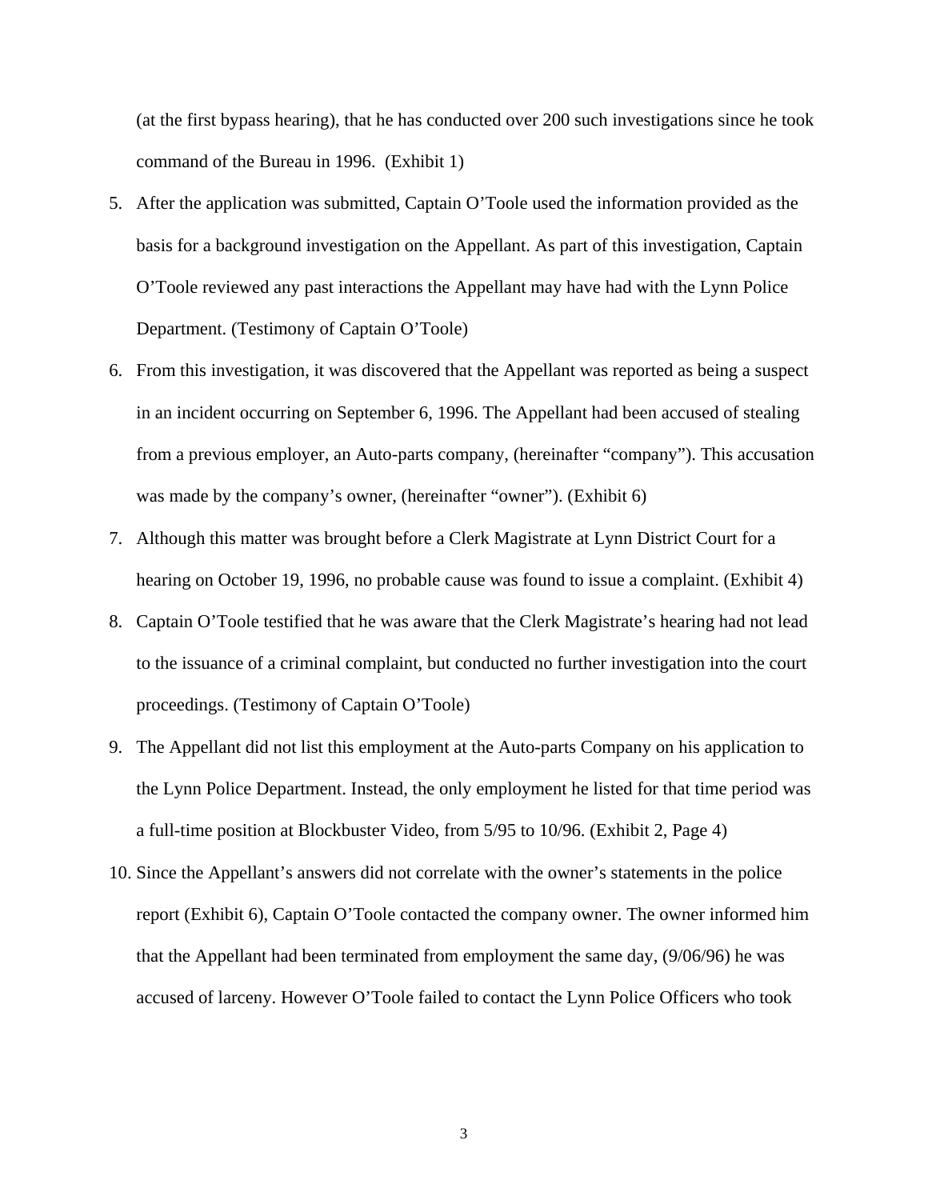(at the first bypass hearing), that he has conducted over 200 such investigations since he took command of the Bureau in 1996. (Exhibit 1)

5. After the application was submitted, Captain O'Toole used the information provided as the basis for a background investigation on the Appellant. As part of this investigation, Captain O'Toole reviewed any past interactions the Appellant may have had with the Lynn Police Department. (Testimony of Captain O'Toole)
6. From this investigation, it was discovered that the Appellant was reported as being a suspect in an incident occurring on September 6, 1996. The Appellant had been accused of stealing from a previous employer, an Auto-parts company, (hereinafter "company"). This accusation was made by the company's owner, (hereinafter "owner"). (Exhibit 6)
7. Although this matter was brought before a Clerk Magistrate at Lynn District Court for a hearing on October 19, 1996, no probable cause was found to issue a complaint. (Exhibit 4)
8. Captain O'Toole testified that he was aware that the Clerk Magistrate's hearing had not lead to the issuance of a criminal complaint, but conducted no further investigation into the court proceedings. (Testimony of Captain O'Toole)
9. The Appellant did not list this employment at the Auto-parts Company on his application to the Lynn Police Department. Instead, the only employment he listed for that time period was a full-time position at Blockbuster Video, from 5/95 to 10/96. (Exhibit 2, Page 4)
10. Since the Appellant's answers did not correlate with the owner's statements in the police report (Exhibit 6), Captain O'Toole contacted the company owner. The owner informed him that the Appellant had been terminated from employment the same day, (9/06/96) he was accused of larceny. However O'Toole failed to contact the Lynn Police Officers who took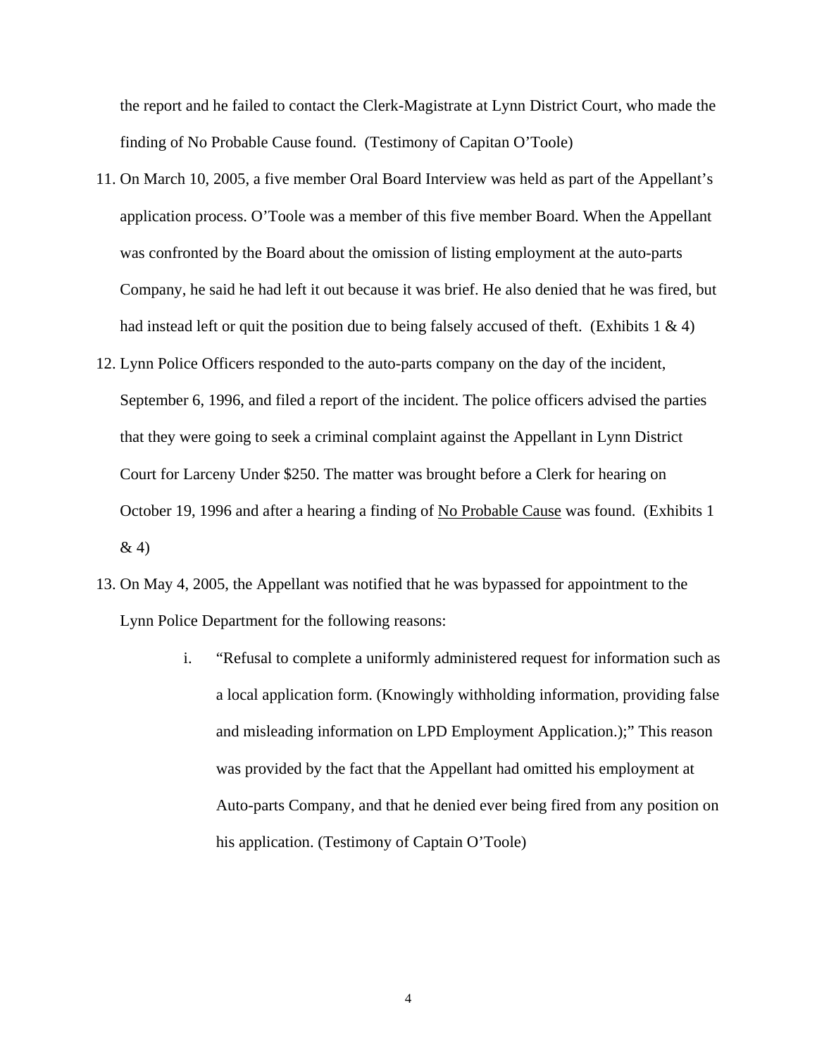the report and he failed to contact the Clerk-Magistrate at Lynn District Court, who made the finding of No Probable Cause found. (Testimony of Capitan O'Toole)

11. On March 10, 2005, a five member Oral Board Interview was held as part of the Appellant's application process. O'Toole was a member of this five member Board. When the Appellant was confronted by the Board about the omission of listing employment at the auto-parts Company, he said he had left it out because it was brief. He also denied that he was fired, but had instead left or quit the position due to being falsely accused of theft. (Exhibits 1 & 4)
12. Lynn Police Officers responded to the auto-parts company on the day of the incident, September 6, 1996, and filed a report of the incident. The police officers advised the parties that they were going to seek a criminal complaint against the Appellant in Lynn District Court for Larceny Under $250. The matter was brought before a Clerk for hearing on October 19, 1996 and after a hearing a finding of <u>No Probable Cause</u> was found. (Exhibits 1 & 4)
13. On May 4, 2005, the Appellant was notified that he was bypassed for appointment to the Lynn Police Department for the following reasons:

    i. "Refusal to complete a uniformly administered request for information such as a local application form. (Knowingly withholding information, providing false and misleading information on LPD Employment Application.);" This reason was provided by the fact that the Appellant had omitted his employment at Auto-parts Company, and that he denied ever being fired from any position on his application. (Testimony of Captain O'Toole)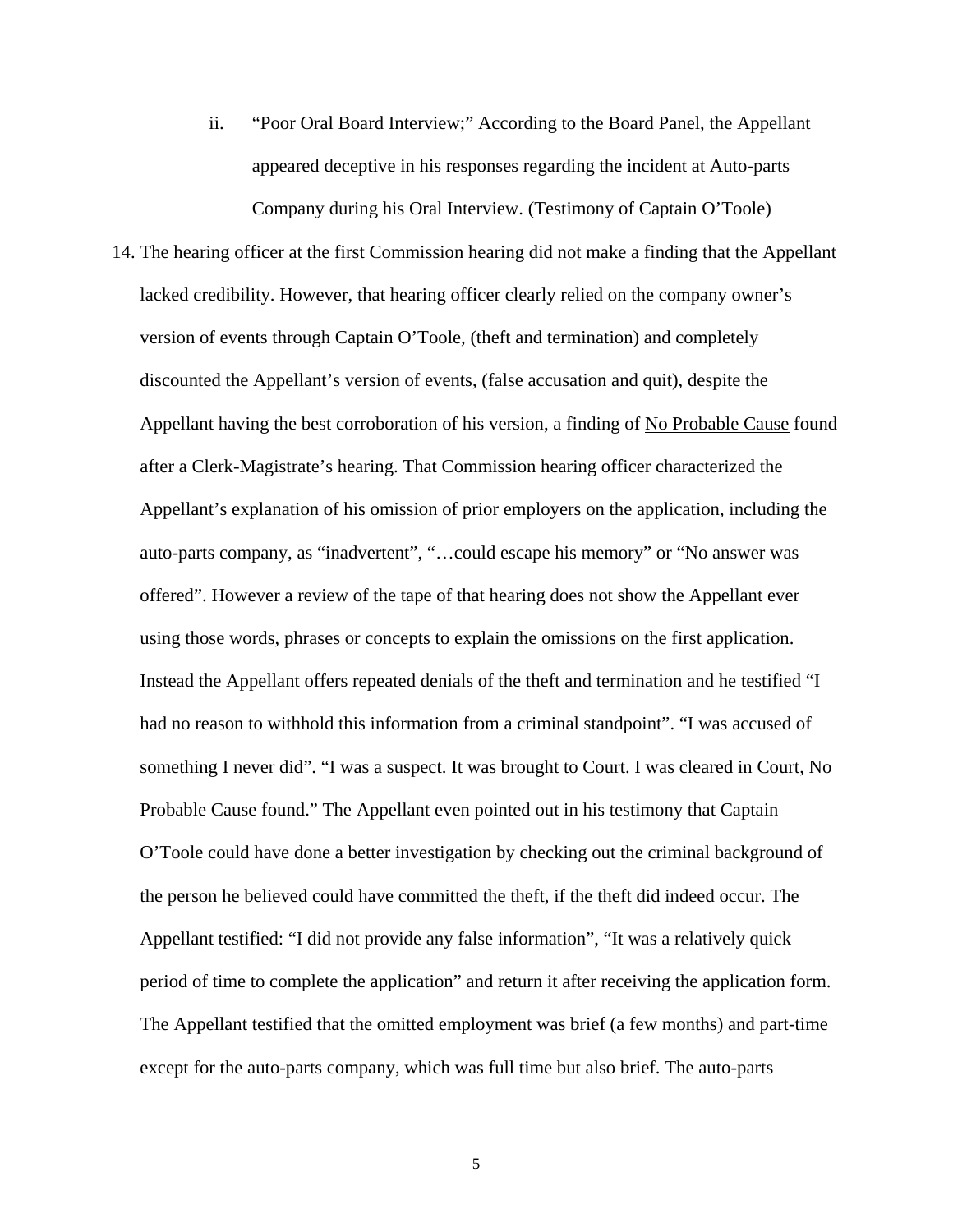ii. "Poor Oral Board Interview;" According to the Board Panel, the Appellant appeared deceptive in his responses regarding the incident at Auto-parts Company during his Oral Interview. (Testimony of Captain O'Toole)

14. The hearing officer at the first Commission hearing did not make a finding that the Appellant lacked credibility. However, that hearing officer clearly relied on the company owner's version of events through Captain O'Toole, (theft and termination) and completely discounted the Appellant's version of events, (false accusation and quit), despite the Appellant having the best corroboration of his version, a finding of <u>No Probable Cause</u> found after a Clerk-Magistrate's hearing. That Commission hearing officer characterized the Appellant's explanation of his omission of prior employers on the application, including the auto-parts company, as "inadvertent", "…could escape his memory" or "No answer was offered". However a review of the tape of that hearing does not show the Appellant ever using those words, phrases or concepts to explain the omissions on the first application. Instead the Appellant offers repeated denials of the theft and termination and he testified "I had no reason to withhold this information from a criminal standpoint". "I was accused of something I never did". "I was a suspect. It was brought to Court. I was cleared in Court, No Probable Cause found." The Appellant even pointed out in his testimony that Captain O'Toole could have done a better investigation by checking out the criminal background of the person he believed could have committed the theft, if the theft did indeed occur. The Appellant testified: "I did not provide any false information", "It was a relatively quick period of time to complete the application" and return it after receiving the application form. The Appellant testified that the omitted employment was brief (a few months) and part-time except for the auto-parts company, which was full time but also brief. The auto-parts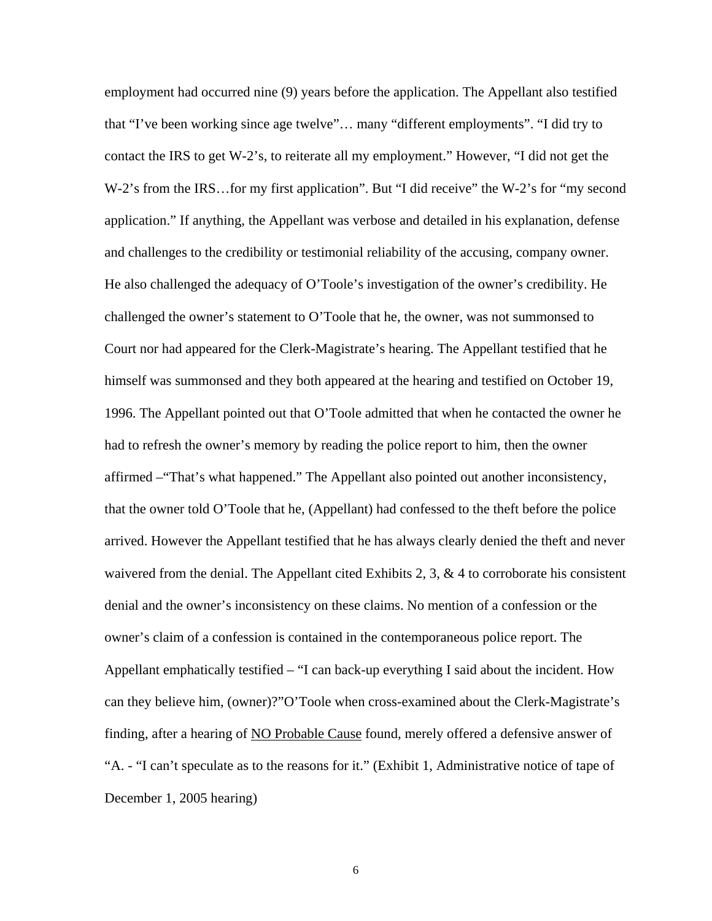employment had occurred nine (9) years before the application. The Appellant also testified that "I've been working since age twelve"… many "different employments". "I did try to contact the IRS to get W-2's, to reiterate all my employment." However, "I did not get the W-2's from the IRS…for my first application". But "I did receive" the W-2's for "my second application." If anything, the Appellant was verbose and detailed in his explanation, defense and challenges to the credibility or testimonial reliability of the accusing, company owner. He also challenged the adequacy of O'Toole's investigation of the owner's credibility. He challenged the owner's statement to O'Toole that he, the owner, was not summonsed to Court nor had appeared for the Clerk-Magistrate's hearing. The Appellant testified that he himself was summonsed and they both appeared at the hearing and testified on October 19, 1996. The Appellant pointed out that O'Toole admitted that when he contacted the owner he had to refresh the owner's memory by reading the police report to him, then the owner affirmed –"That's what happened." The Appellant also pointed out another inconsistency, that the owner told O'Toole that he, (Appellant) had confessed to the theft before the police arrived. However the Appellant testified that he has always clearly denied the theft and never waivered from the denial. The Appellant cited Exhibits 2, 3, & 4 to corroborate his consistent denial and the owner's inconsistency on these claims. No mention of a confession or the owner's claim of a confession is contained in the contemporaneous police report. The Appellant emphatically testified – "I can back-up everything I said about the incident. How can they believe him, (owner)?"O'Toole when cross-examined about the Clerk-Magistrate's finding, after a hearing of <u>NO Probable Cause</u> found, merely offered a defensive answer of "A. - "I can't speculate as to the reasons for it." (Exhibit 1, Administrative notice of tape of December 1, 2005 hearing)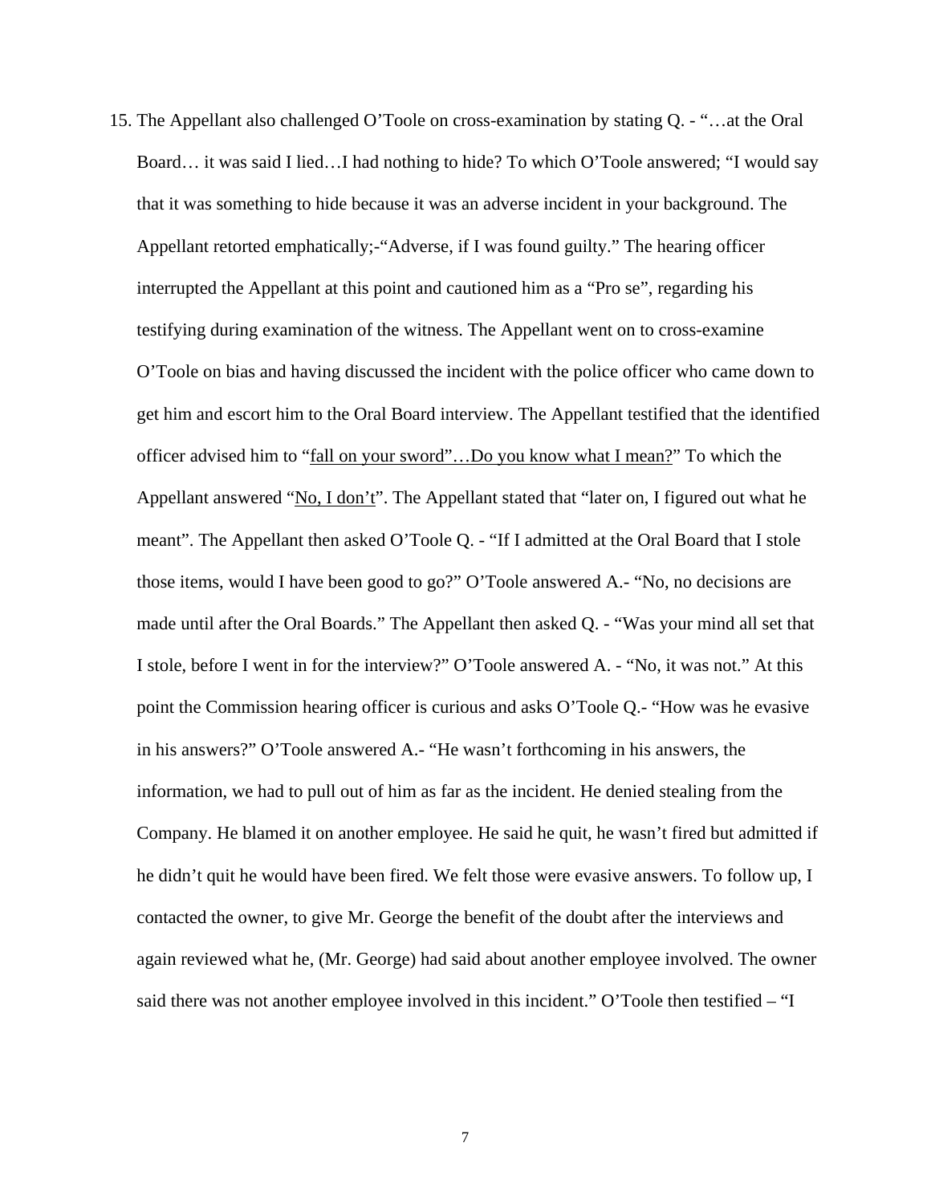15. The Appellant also challenged O'Toole on cross-examination by stating Q. - "…at the Oral Board… it was said I lied…I had nothing to hide? To which O'Toole answered; "I would say that it was something to hide because it was an adverse incident in your background. The Appellant retorted emphatically;-"Adverse, if I was found guilty." The hearing officer interrupted the Appellant at this point and cautioned him as a "Pro se", regarding his testifying during examination of the witness. The Appellant went on to cross-examine O'Toole on bias and having discussed the incident with the police officer who came down to get him and escort him to the Oral Board interview. The Appellant testified that the identified officer advised him to "<u>fall on your sword"…Do you know what I mean?</u>" To which the Appellant answered "<u>No, I don't</u>". The Appellant stated that "later on, I figured out what he meant". The Appellant then asked O'Toole Q. - "If I admitted at the Oral Board that I stole those items, would I have been good to go?" O'Toole answered A.- "No, no decisions are made until after the Oral Boards." The Appellant then asked Q. - "Was your mind all set that I stole, before I went in for the interview?" O'Toole answered A. - "No, it was not." At this point the Commission hearing officer is curious and asks O'Toole Q.- "How was he evasive in his answers?" O'Toole answered A.- "He wasn't forthcoming in his answers, the information, we had to pull out of him as far as the incident. He denied stealing from the Company. He blamed it on another employee. He said he quit, he wasn't fired but admitted if he didn't quit he would have been fired. We felt those were evasive answers. To follow up, I contacted the owner, to give Mr. George the benefit of the doubt after the interviews and again reviewed what he, (Mr. George) had said about another employee involved. The owner said there was not another employee involved in this incident." O'Toole then testified – "I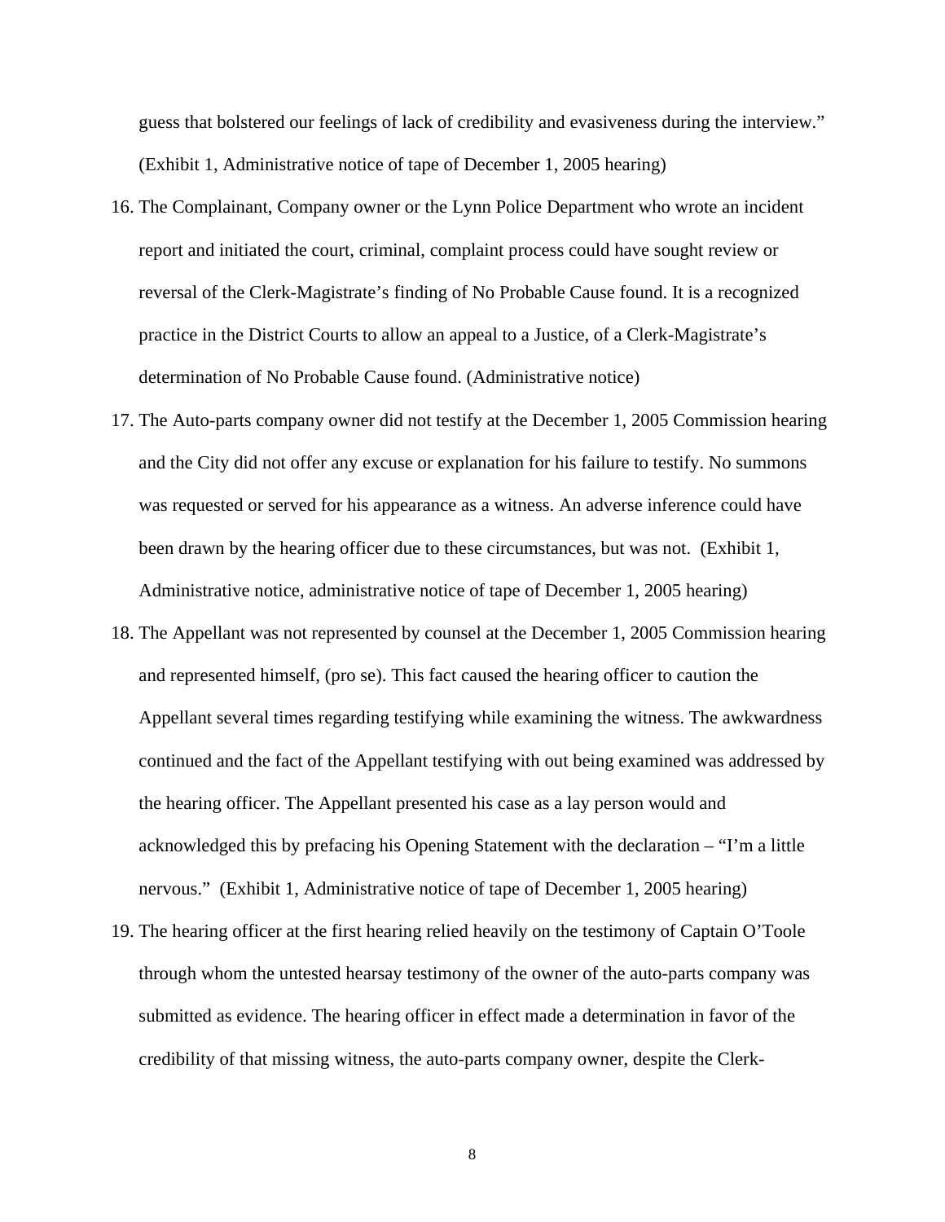guess that bolstered our feelings of lack of credibility and evasiveness during the interview." (Exhibit 1, Administrative notice of tape of December 1, 2005 hearing)

16. The Complainant, Company owner or the Lynn Police Department who wrote an incident report and initiated the court, criminal, complaint process could have sought review or reversal of the Clerk-Magistrate's finding of No Probable Cause found. It is a recognized practice in the District Courts to allow an appeal to a Justice, of a Clerk-Magistrate's determination of No Probable Cause found. (Administrative notice)

17. The Auto-parts company owner did not testify at the December 1, 2005 Commission hearing and the City did not offer any excuse or explanation for his failure to testify. No summons was requested or served for his appearance as a witness. An adverse inference could have been drawn by the hearing officer due to these circumstances, but was not. (Exhibit 1, Administrative notice, administrative notice of tape of December 1, 2005 hearing)

18. The Appellant was not represented by counsel at the December 1, 2005 Commission hearing and represented himself, (pro se). This fact caused the hearing officer to caution the Appellant several times regarding testifying while examining the witness. The awkwardness continued and the fact of the Appellant testifying with out being examined was addressed by the hearing officer. The Appellant presented his case as a lay person would and acknowledged this by prefacing his Opening Statement with the declaration – "I'm a little nervous." (Exhibit 1, Administrative notice of tape of December 1, 2005 hearing)

19. The hearing officer at the first hearing relied heavily on the testimony of Captain O'Toole through whom the untested hearsay testimony of the owner of the auto-parts company was submitted as evidence. The hearing officer in effect made a determination in favor of the credibility of that missing witness, the auto-parts company owner, despite the Clerk-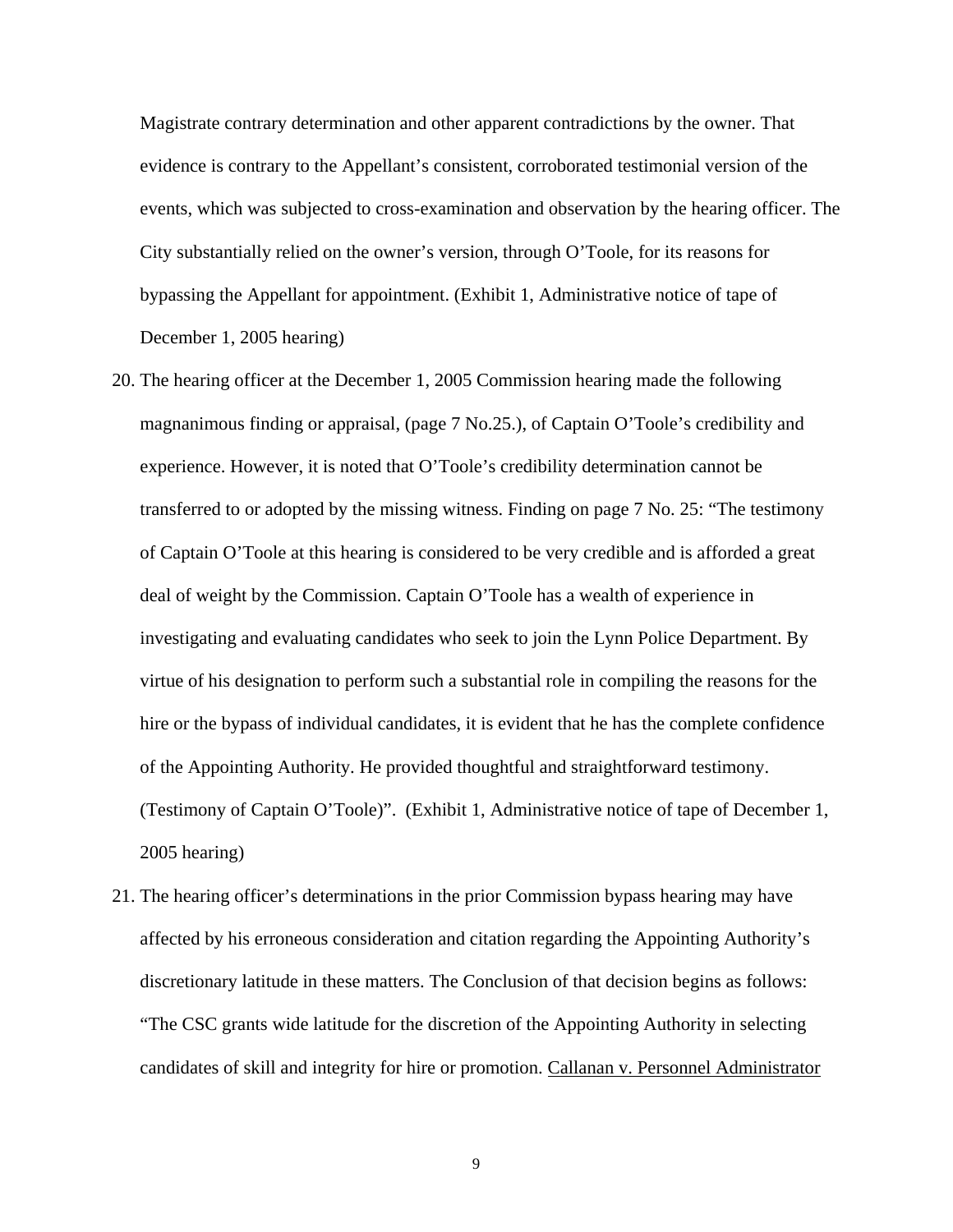Magistrate contrary determination and other apparent contradictions by the owner. That evidence is contrary to the Appellant's consistent, corroborated testimonial version of the events, which was subjected to cross-examination and observation by the hearing officer. The City substantially relied on the owner's version, through O'Toole, for its reasons for bypassing the Appellant for appointment. (Exhibit 1, Administrative notice of tape of December 1, 2005 hearing)

20. The hearing officer at the December 1, 2005 Commission hearing made the following magnanimous finding or appraisal, (page 7 No.25.), of Captain O'Toole's credibility and experience. However, it is noted that O'Toole's credibility determination cannot be transferred to or adopted by the missing witness. Finding on page 7 No. 25: "The testimony of Captain O'Toole at this hearing is considered to be very credible and is afforded a great deal of weight by the Commission. Captain O'Toole has a wealth of experience in investigating and evaluating candidates who seek to join the Lynn Police Department. By virtue of his designation to perform such a substantial role in compiling the reasons for the hire or the bypass of individual candidates, it is evident that he has the complete confidence of the Appointing Authority. He provided thoughtful and straightforward testimony. (Testimony of Captain O'Toole)". (Exhibit 1, Administrative notice of tape of December 1, 2005 hearing)

21. The hearing officer's determinations in the prior Commission bypass hearing may have affected by his erroneous consideration and citation regarding the Appointing Authority's discretionary latitude in these matters. The Conclusion of that decision begins as follows: "The CSC grants wide latitude for the discretion of the Appointing Authority in selecting candidates of skill and integrity for hire or promotion. <u>Callanan v. Personnel Administrator</u>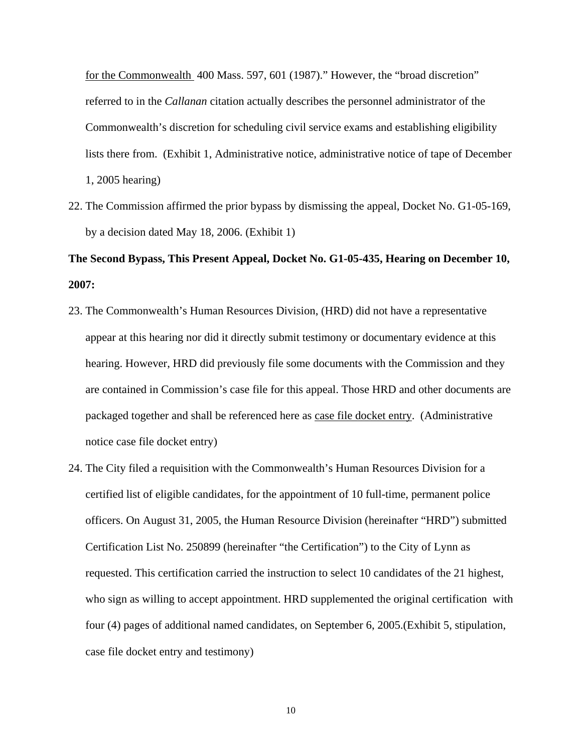for the Commonwealth 400 Mass. 597, 601 (1987)." However, the "broad discretion" referred to in the *Callanan* citation actually describes the personnel administrator of the Commonwealth's discretion for scheduling civil service exams and establishing eligibility lists there from. (Exhibit 1, Administrative notice, administrative notice of tape of December 1, 2005 hearing)

22. The Commission affirmed the prior bypass by dismissing the appeal, Docket No. G1-05-169, by a decision dated May 18, 2006. (Exhibit 1)

**The Second Bypass, This Present Appeal, Docket No. G1-05-435, Hearing on December 10, 2007:**

23. The Commonwealth's Human Resources Division, (HRD) did not have a representative appear at this hearing nor did it directly submit testimony or documentary evidence at this hearing. However, HRD did previously file some documents with the Commission and they are contained in Commission's case file for this appeal. Those HRD and other documents are packaged together and shall be referenced here as case file docket entry. (Administrative notice case file docket entry)

24. The City filed a requisition with the Commonwealth's Human Resources Division for a certified list of eligible candidates, for the appointment of 10 full-time, permanent police officers. On August 31, 2005, the Human Resource Division (hereinafter "HRD") submitted Certification List No. 250899 (hereinafter "the Certification") to the City of Lynn as requested. This certification carried the instruction to select 10 candidates of the 21 highest, who sign as willing to accept appointment. HRD supplemented the original certification with four (4) pages of additional named candidates, on September 6, 2005.(Exhibit 5, stipulation, case file docket entry and testimony)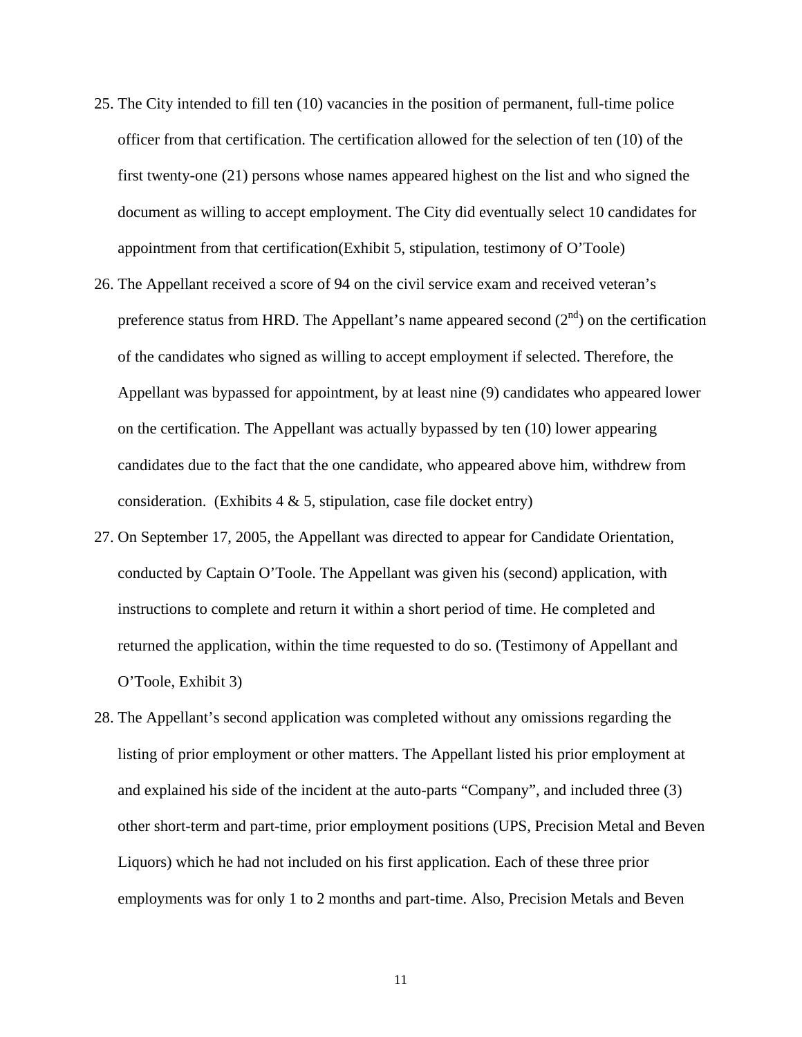25. The City intended to fill ten (10) vacancies in the position of permanent, full-time police officer from that certification. The certification allowed for the selection of ten (10) of the first twenty-one (21) persons whose names appeared highest on the list and who signed the document as willing to accept employment. The City did eventually select 10 candidates for appointment from that certification(Exhibit 5, stipulation, testimony of O'Toole)

26. The Appellant received a score of 94 on the civil service exam and received veteran's preference status from HRD. The Appellant's name appeared second (2nd) on the certification of the candidates who signed as willing to accept employment if selected. Therefore, the Appellant was bypassed for appointment, by at least nine (9) candidates who appeared lower on the certification. The Appellant was actually bypassed by ten (10) lower appearing candidates due to the fact that the one candidate, who appeared above him, withdrew from consideration. (Exhibits 4 & 5, stipulation, case file docket entry)

27. On September 17, 2005, the Appellant was directed to appear for Candidate Orientation, conducted by Captain O'Toole. The Appellant was given his (second) application, with instructions to complete and return it within a short period of time. He completed and returned the application, within the time requested to do so. (Testimony of Appellant and O'Toole, Exhibit 3)

28. The Appellant's second application was completed without any omissions regarding the listing of prior employment or other matters. The Appellant listed his prior employment at and explained his side of the incident at the auto-parts "Company", and included three (3) other short-term and part-time, prior employment positions (UPS, Precision Metal and Beven Liquors) which he had not included on his first application. Each of these three prior employments was for only 1 to 2 months and part-time. Also, Precision Metals and Beven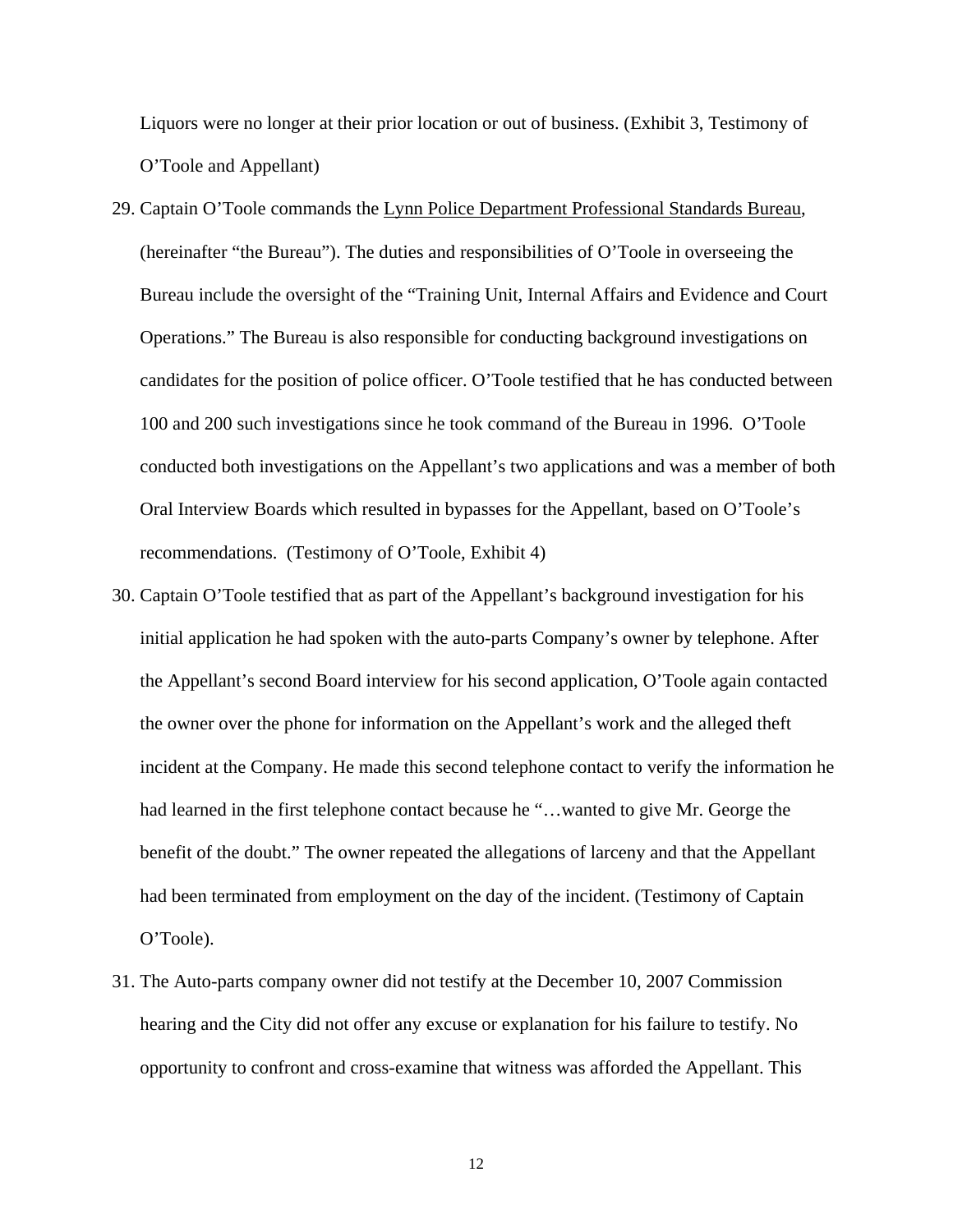Liquors were no longer at their prior location or out of business. (Exhibit 3, Testimony of O'Toole and Appellant)

29. Captain O'Toole commands the <u>Lynn Police Department Professional Standards Bureau</u>, (hereinafter "the Bureau"). The duties and responsibilities of O'Toole in overseeing the Bureau include the oversight of the "Training Unit, Internal Affairs and Evidence and Court Operations." The Bureau is also responsible for conducting background investigations on candidates for the position of police officer. O'Toole testified that he has conducted between 100 and 200 such investigations since he took command of the Bureau in 1996. O'Toole conducted both investigations on the Appellant's two applications and was a member of both Oral Interview Boards which resulted in bypasses for the Appellant, based on O'Toole's recommendations. (Testimony of O'Toole, Exhibit 4)

30. Captain O'Toole testified that as part of the Appellant's background investigation for his initial application he had spoken with the auto-parts Company's owner by telephone. After the Appellant's second Board interview for his second application, O'Toole again contacted the owner over the phone for information on the Appellant's work and the alleged theft incident at the Company. He made this second telephone contact to verify the information he had learned in the first telephone contact because he "…wanted to give Mr. George the benefit of the doubt." The owner repeated the allegations of larceny and that the Appellant had been terminated from employment on the day of the incident. (Testimony of Captain O'Toole).

31. The Auto-parts company owner did not testify at the December 10, 2007 Commission hearing and the City did not offer any excuse or explanation for his failure to testify. No opportunity to confront and cross-examine that witness was afforded the Appellant. This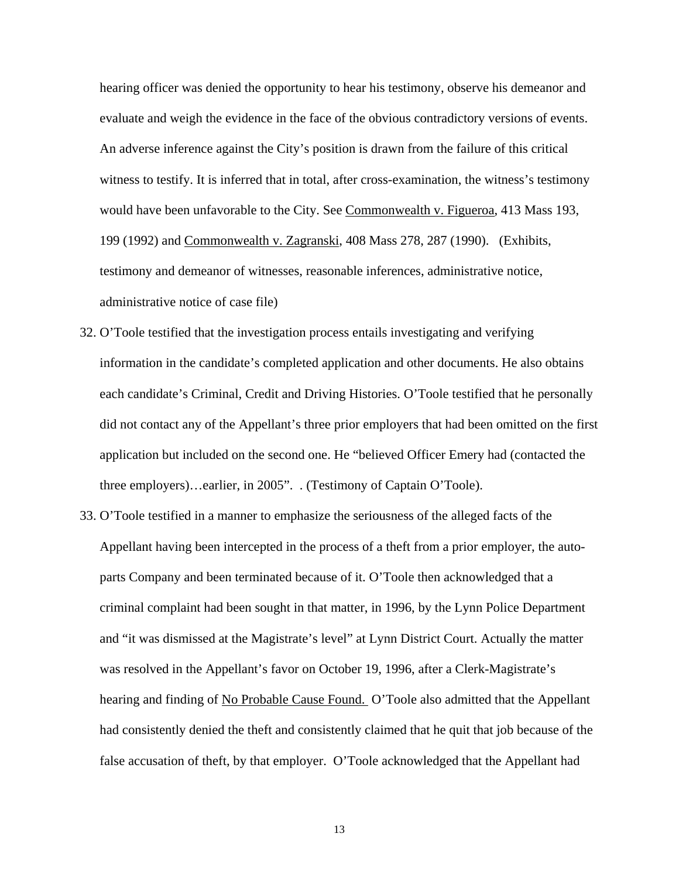hearing officer was denied the opportunity to hear his testimony, observe his demeanor and evaluate and weigh the evidence in the face of the obvious contradictory versions of events. An adverse inference against the City's position is drawn from the failure of this critical witness to testify. It is inferred that in total, after cross-examination, the witness's testimony would have been unfavorable to the City. See Commonwealth v. Figueroa, 413 Mass 193, 199 (1992) and Commonwealth v. Zagranski, 408 Mass 278, 287 (1990). (Exhibits, testimony and demeanor of witnesses, reasonable inferences, administrative notice, administrative notice of case file)

32. O'Toole testified that the investigation process entails investigating and verifying information in the candidate's completed application and other documents. He also obtains each candidate's Criminal, Credit and Driving Histories. O'Toole testified that he personally did not contact any of the Appellant's three prior employers that had been omitted on the first application but included on the second one. He "believed Officer Emery had (contacted the three employers)…earlier, in 2005". . (Testimony of Captain O'Toole).

33. O'Toole testified in a manner to emphasize the seriousness of the alleged facts of the Appellant having been intercepted in the process of a theft from a prior employer, the auto-parts Company and been terminated because of it. O'Toole then acknowledged that a criminal complaint had been sought in that matter, in 1996, by the Lynn Police Department and "it was dismissed at the Magistrate's level" at Lynn District Court. Actually the matter was resolved in the Appellant's favor on October 19, 1996, after a Clerk-Magistrate's hearing and finding of No Probable Cause Found. O'Toole also admitted that the Appellant had consistently denied the theft and consistently claimed that he quit that job because of the false accusation of theft, by that employer. O'Toole acknowledged that the Appellant had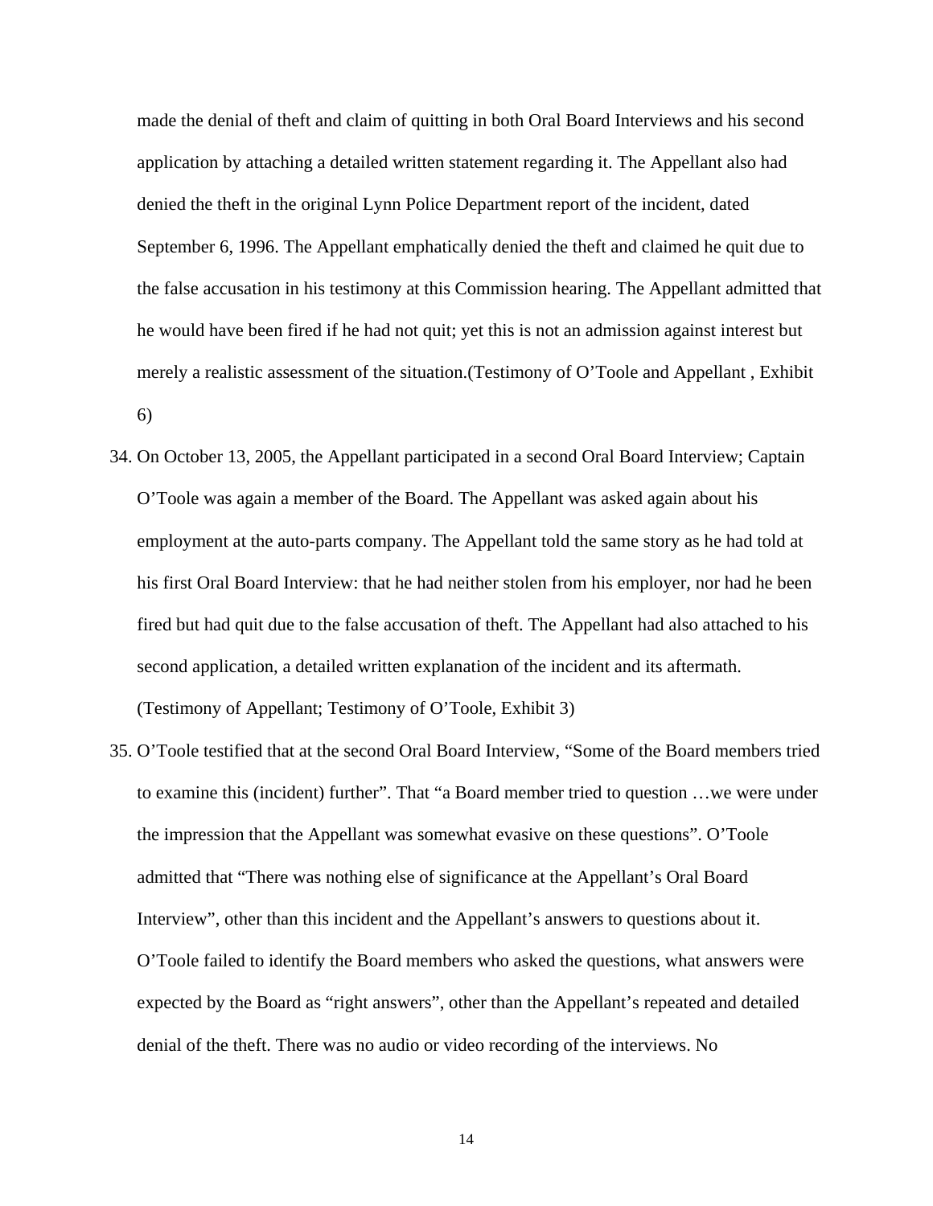made the denial of theft and claim of quitting in both Oral Board Interviews and his second application by attaching a detailed written statement regarding it. The Appellant also had denied the theft in the original Lynn Police Department report of the incident, dated September 6, 1996. The Appellant emphatically denied the theft and claimed he quit due to the false accusation in his testimony at this Commission hearing. The Appellant admitted that he would have been fired if he had not quit; yet this is not an admission against interest but merely a realistic assessment of the situation.(Testimony of O'Toole and Appellant , Exhibit 6)

34. On October 13, 2005, the Appellant participated in a second Oral Board Interview; Captain O'Toole was again a member of the Board. The Appellant was asked again about his employment at the auto-parts company. The Appellant told the same story as he had told at his first Oral Board Interview: that he had neither stolen from his employer, nor had he been fired but had quit due to the false accusation of theft. The Appellant had also attached to his second application, a detailed written explanation of the incident and its aftermath. (Testimony of Appellant; Testimony of O'Toole, Exhibit 3)

35. O'Toole testified that at the second Oral Board Interview, "Some of the Board members tried to examine this (incident) further". That "a Board member tried to question …we were under the impression that the Appellant was somewhat evasive on these questions". O'Toole admitted that "There was nothing else of significance at the Appellant's Oral Board Interview", other than this incident and the Appellant's answers to questions about it. O'Toole failed to identify the Board members who asked the questions, what answers were expected by the Board as "right answers", other than the Appellant's repeated and detailed denial of the theft. There was no audio or video recording of the interviews. No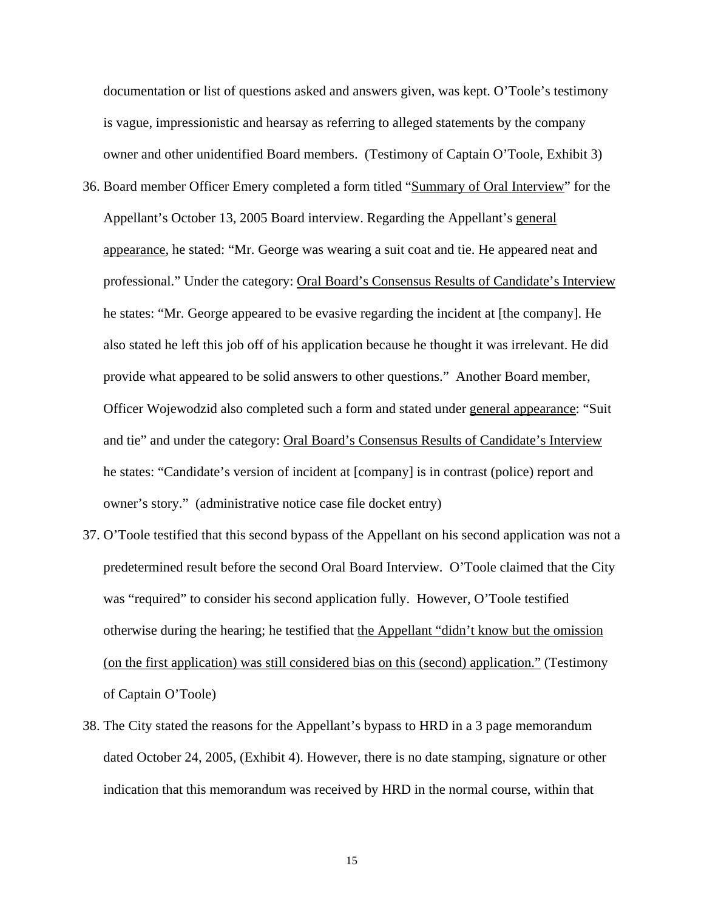documentation or list of questions asked and answers given, was kept. O'Toole's testimony is vague, impressionistic and hearsay as referring to alleged statements by the company owner and other unidentified Board members. (Testimony of Captain O'Toole, Exhibit 3)

36. Board member Officer Emery completed a form titled "Summary of Oral Interview" for the Appellant's October 13, 2005 Board interview. Regarding the Appellant's general appearance, he stated: "Mr. George was wearing a suit coat and tie. He appeared neat and professional." Under the category: Oral Board's Consensus Results of Candidate's Interview he states: "Mr. George appeared to be evasive regarding the incident at [the company]. He also stated he left this job off of his application because he thought it was irrelevant. He did provide what appeared to be solid answers to other questions." Another Board member, Officer Wojewodzid also completed such a form and stated under general appearance: "Suit and tie" and under the category: Oral Board's Consensus Results of Candidate's Interview he states: "Candidate's version of incident at [company] is in contrast (police) report and owner's story." (administrative notice case file docket entry)

37. O'Toole testified that this second bypass of the Appellant on his second application was not a predetermined result before the second Oral Board Interview. O'Toole claimed that the City was "required" to consider his second application fully. However, O'Toole testified otherwise during the hearing; he testified that the Appellant "didn't know but the omission (on the first application) was still considered bias on this (second) application." (Testimony of Captain O'Toole)

38. The City stated the reasons for the Appellant's bypass to HRD in a 3 page memorandum dated October 24, 2005, (Exhibit 4). However, there is no date stamping, signature or other indication that this memorandum was received by HRD in the normal course, within that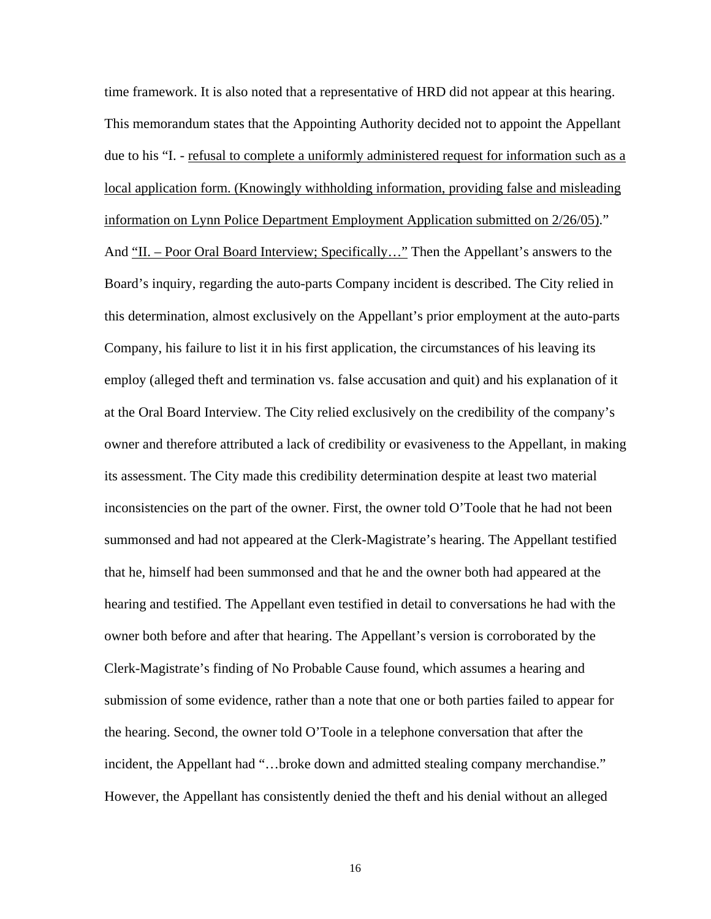time framework. It is also noted that a representative of HRD did not appear at this hearing. This memorandum states that the Appointing Authority decided not to appoint the Appellant due to his "I. - <u>refusal to complete a uniformly administered request for information such as a local application form. (Knowingly withholding information, providing false and misleading information on Lynn Police Department Employment Application submitted on 2/26/05)</u>." And <u>"II. – Poor Oral Board Interview; Specifically…"</u> Then the Appellant's answers to the Board's inquiry, regarding the auto-parts Company incident is described. The City relied in this determination, almost exclusively on the Appellant's prior employment at the auto-parts Company, his failure to list it in his first application, the circumstances of his leaving its employ (alleged theft and termination vs. false accusation and quit) and his explanation of it at the Oral Board Interview. The City relied exclusively on the credibility of the company's owner and therefore attributed a lack of credibility or evasiveness to the Appellant, in making its assessment. The City made this credibility determination despite at least two material inconsistencies on the part of the owner. First, the owner told O'Toole that he had not been summonsed and had not appeared at the Clerk-Magistrate's hearing. The Appellant testified that he, himself had been summonsed and that he and the owner both had appeared at the hearing and testified. The Appellant even testified in detail to conversations he had with the owner both before and after that hearing. The Appellant's version is corroborated by the Clerk-Magistrate's finding of No Probable Cause found, which assumes a hearing and submission of some evidence, rather than a note that one or both parties failed to appear for the hearing. Second, the owner told O'Toole in a telephone conversation that after the incident, the Appellant had "…broke down and admitted stealing company merchandise." However, the Appellant has consistently denied the theft and his denial without an alleged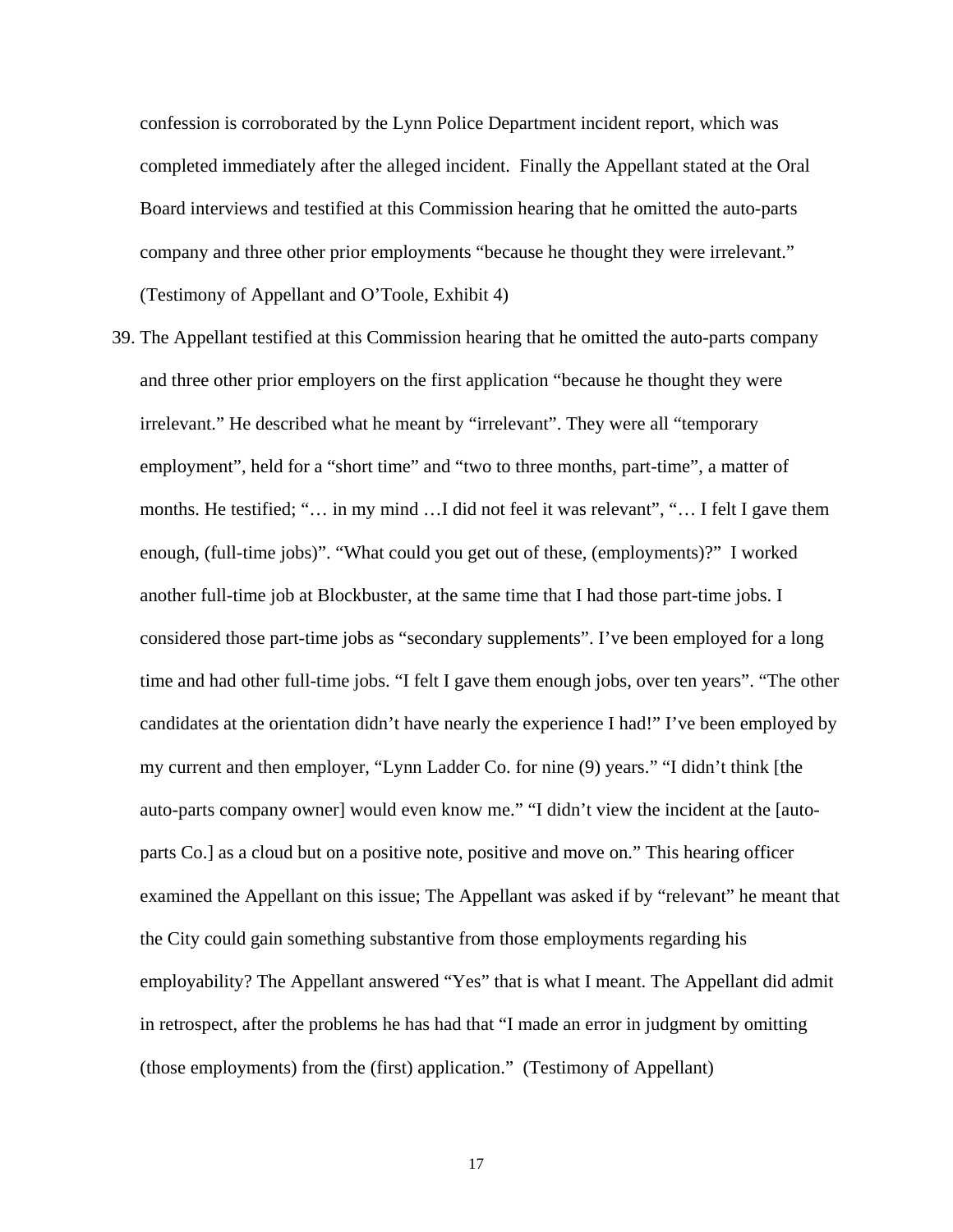confession is corroborated by the Lynn Police Department incident report, which was completed immediately after the alleged incident. Finally the Appellant stated at the Oral Board interviews and testified at this Commission hearing that he omitted the auto-parts company and three other prior employments "because he thought they were irrelevant." (Testimony of Appellant and O'Toole, Exhibit 4)

39. The Appellant testified at this Commission hearing that he omitted the auto-parts company and three other prior employers on the first application "because he thought they were irrelevant." He described what he meant by "irrelevant". They were all "temporary employment", held for a "short time" and "two to three months, part-time", a matter of months. He testified; "… in my mind …I did not feel it was relevant", "… I felt I gave them enough, (full-time jobs)". "What could you get out of these, (employments)?" I worked another full-time job at Blockbuster, at the same time that I had those part-time jobs. I considered those part-time jobs as "secondary supplements". I've been employed for a long time and had other full-time jobs. "I felt I gave them enough jobs, over ten years". "The other candidates at the orientation didn't have nearly the experience I had!" I've been employed by my current and then employer, "Lynn Ladder Co. for nine (9) years." "I didn't think [the auto-parts company owner] would even know me." "I didn't view the incident at the [auto-parts Co.] as a cloud but on a positive note, positive and move on." This hearing officer examined the Appellant on this issue; The Appellant was asked if by "relevant" he meant that the City could gain something substantive from those employments regarding his employability? The Appellant answered "Yes" that is what I meant. The Appellant did admit in retrospect, after the problems he has had that "I made an error in judgment by omitting (those employments) from the (first) application." (Testimony of Appellant)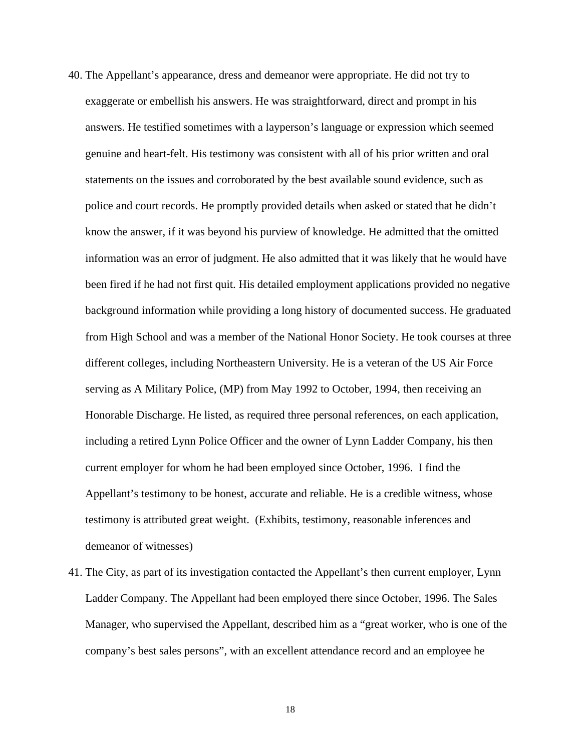40. The Appellant's appearance, dress and demeanor were appropriate. He did not try to exaggerate or embellish his answers. He was straightforward, direct and prompt in his answers. He testified sometimes with a layperson's language or expression which seemed genuine and heart-felt. His testimony was consistent with all of his prior written and oral statements on the issues and corroborated by the best available sound evidence, such as police and court records. He promptly provided details when asked or stated that he didn't know the answer, if it was beyond his purview of knowledge. He admitted that the omitted information was an error of judgment. He also admitted that it was likely that he would have been fired if he had not first quit. His detailed employment applications provided no negative background information while providing a long history of documented success. He graduated from High School and was a member of the National Honor Society. He took courses at three different colleges, including Northeastern University. He is a veteran of the US Air Force serving as A Military Police, (MP) from May 1992 to October, 1994, then receiving an Honorable Discharge. He listed, as required three personal references, on each application, including a retired Lynn Police Officer and the owner of Lynn Ladder Company, his then current employer for whom he had been employed since October, 1996. I find the Appellant's testimony to be honest, accurate and reliable. He is a credible witness, whose testimony is attributed great weight. (Exhibits, testimony, reasonable inferences and demeanor of witnesses)

41. The City, as part of its investigation contacted the Appellant's then current employer, Lynn Ladder Company. The Appellant had been employed there since October, 1996. The Sales Manager, who supervised the Appellant, described him as a "great worker, who is one of the company's best sales persons", with an excellent attendance record and an employee he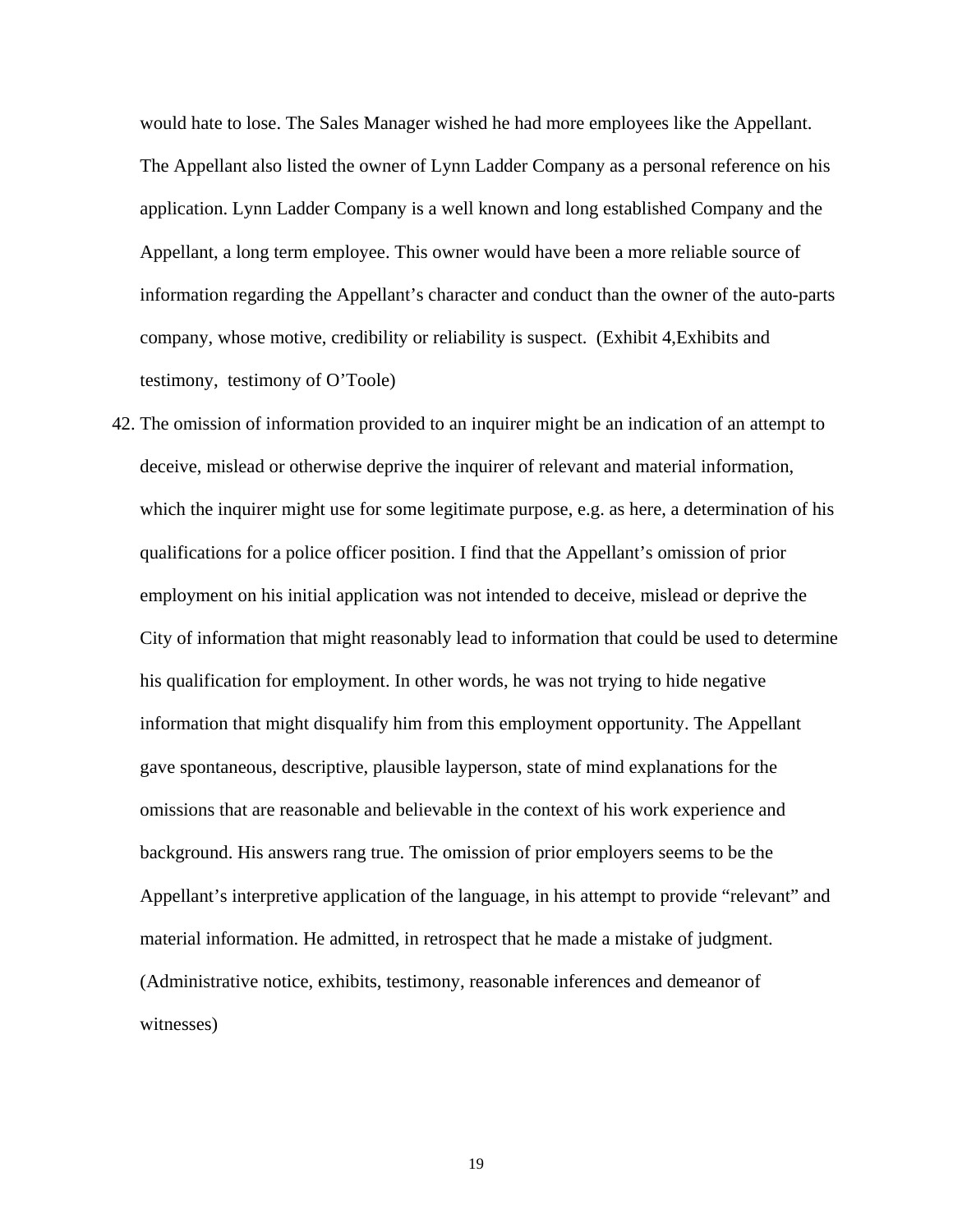would hate to lose. The Sales Manager wished he had more employees like the Appellant. The Appellant also listed the owner of Lynn Ladder Company as a personal reference on his application. Lynn Ladder Company is a well known and long established Company and the Appellant, a long term employee. This owner would have been a more reliable source of information regarding the Appellant's character and conduct than the owner of the auto-parts company, whose motive, credibility or reliability is suspect. (Exhibit 4,Exhibits and testimony, testimony of O'Toole)

42. The omission of information provided to an inquirer might be an indication of an attempt to deceive, mislead or otherwise deprive the inquirer of relevant and material information, which the inquirer might use for some legitimate purpose, e.g. as here, a determination of his qualifications for a police officer position. I find that the Appellant's omission of prior employment on his initial application was not intended to deceive, mislead or deprive the City of information that might reasonably lead to information that could be used to determine his qualification for employment. In other words, he was not trying to hide negative information that might disqualify him from this employment opportunity. The Appellant gave spontaneous, descriptive, plausible layperson, state of mind explanations for the omissions that are reasonable and believable in the context of his work experience and background. His answers rang true. The omission of prior employers seems to be the Appellant's interpretive application of the language, in his attempt to provide "relevant" and material information. He admitted, in retrospect that he made a mistake of judgment. (Administrative notice, exhibits, testimony, reasonable inferences and demeanor of witnesses)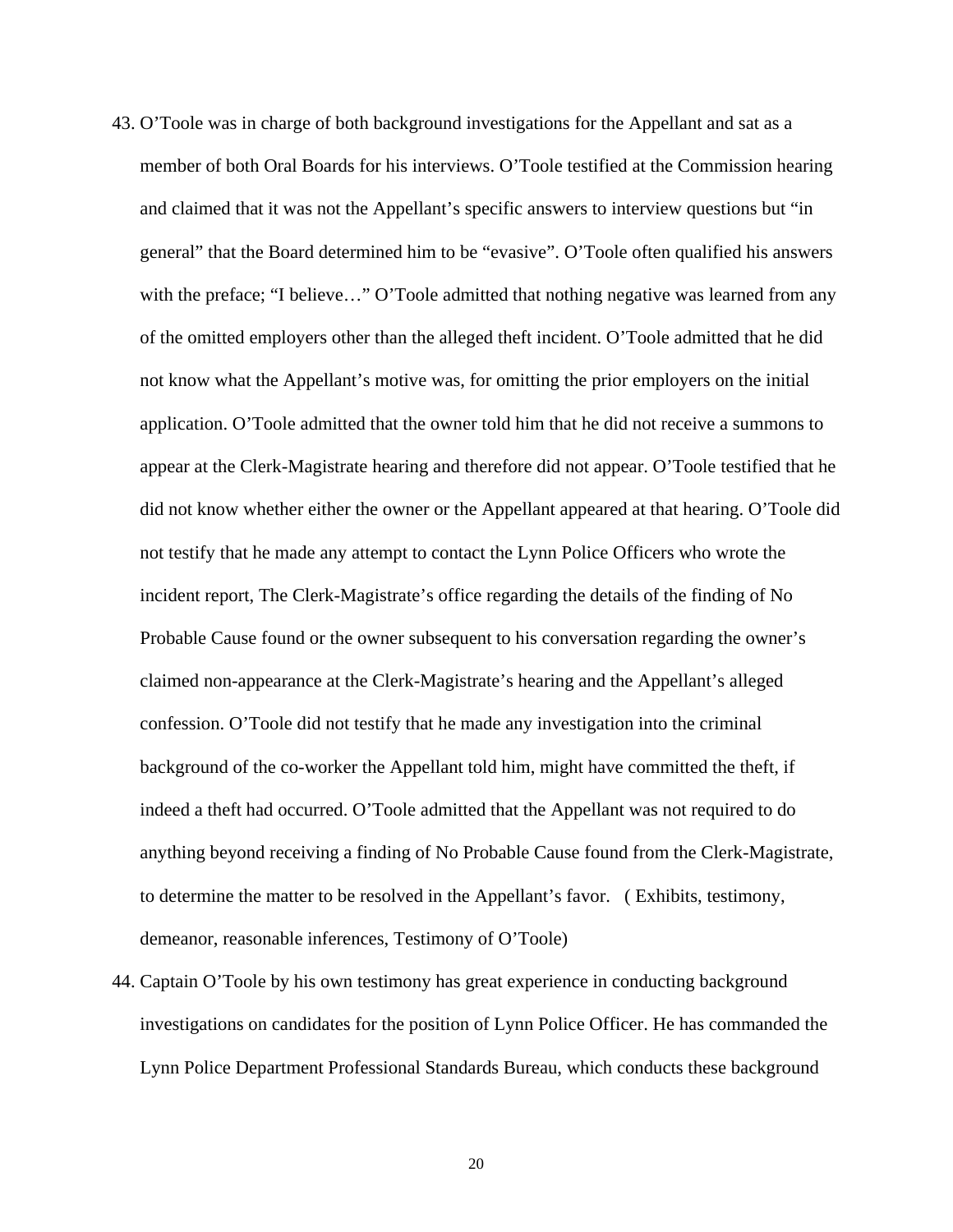43. O'Toole was in charge of both background investigations for the Appellant and sat as a member of both Oral Boards for his interviews. O'Toole testified at the Commission hearing and claimed that it was not the Appellant's specific answers to interview questions but "in general" that the Board determined him to be "evasive". O'Toole often qualified his answers with the preface; "I believe…" O'Toole admitted that nothing negative was learned from any of the omitted employers other than the alleged theft incident. O'Toole admitted that he did not know what the Appellant's motive was, for omitting the prior employers on the initial application. O'Toole admitted that the owner told him that he did not receive a summons to appear at the Clerk-Magistrate hearing and therefore did not appear. O'Toole testified that he did not know whether either the owner or the Appellant appeared at that hearing. O'Toole did not testify that he made any attempt to contact the Lynn Police Officers who wrote the incident report, The Clerk-Magistrate's office regarding the details of the finding of No Probable Cause found or the owner subsequent to his conversation regarding the owner's claimed non-appearance at the Clerk-Magistrate's hearing and the Appellant's alleged confession. O'Toole did not testify that he made any investigation into the criminal background of the co-worker the Appellant told him, might have committed the theft, if indeed a theft had occurred. O'Toole admitted that the Appellant was not required to do anything beyond receiving a finding of No Probable Cause found from the Clerk-Magistrate, to determine the matter to be resolved in the Appellant's favor. ( Exhibits, testimony, demeanor, reasonable inferences, Testimony of O'Toole)

44. Captain O'Toole by his own testimony has great experience in conducting background investigations on candidates for the position of Lynn Police Officer. He has commanded the Lynn Police Department Professional Standards Bureau, which conducts these background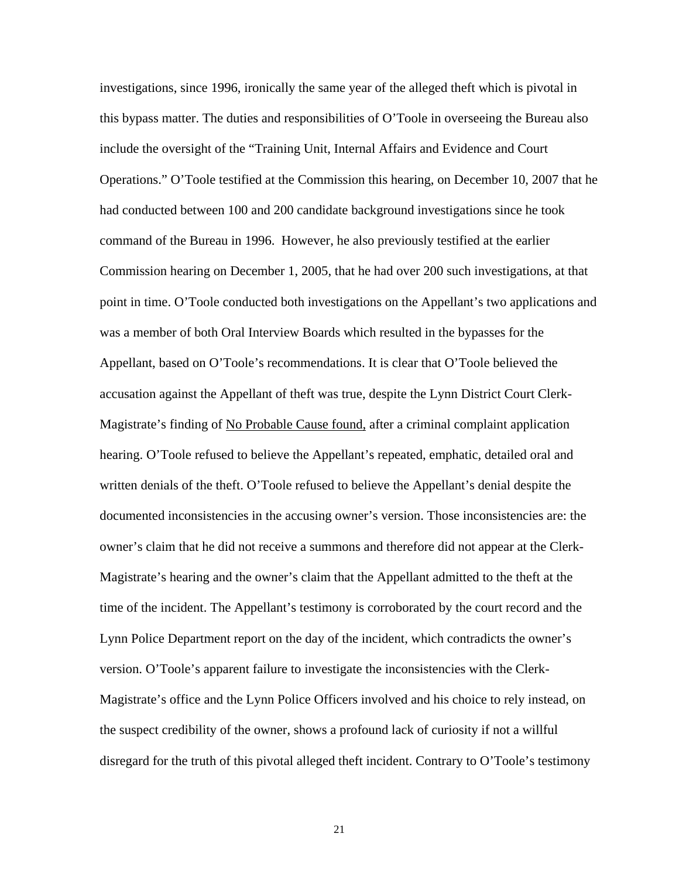investigations, since 1996, ironically the same year of the alleged theft which is pivotal in this bypass matter. The duties and responsibilities of O'Toole in overseeing the Bureau also include the oversight of the "Training Unit, Internal Affairs and Evidence and Court Operations." O'Toole testified at the Commission this hearing, on December 10, 2007 that he had conducted between 100 and 200 candidate background investigations since he took command of the Bureau in 1996. However, he also previously testified at the earlier Commission hearing on December 1, 2005, that he had over 200 such investigations, at that point in time. O'Toole conducted both investigations on the Appellant's two applications and was a member of both Oral Interview Boards which resulted in the bypasses for the Appellant, based on O'Toole's recommendations. It is clear that O'Toole believed the accusation against the Appellant of theft was true, despite the Lynn District Court Clerk-Magistrate's finding of <u>No Probable Cause found,</u> after a criminal complaint application hearing. O'Toole refused to believe the Appellant's repeated, emphatic, detailed oral and written denials of the theft. O'Toole refused to believe the Appellant's denial despite the documented inconsistencies in the accusing owner's version. Those inconsistencies are: the owner's claim that he did not receive a summons and therefore did not appear at the Clerk-Magistrate's hearing and the owner's claim that the Appellant admitted to the theft at the time of the incident. The Appellant's testimony is corroborated by the court record and the Lynn Police Department report on the day of the incident, which contradicts the owner's version. O'Toole's apparent failure to investigate the inconsistencies with the Clerk-Magistrate's office and the Lynn Police Officers involved and his choice to rely instead, on the suspect credibility of the owner, shows a profound lack of curiosity if not a willful disregard for the truth of this pivotal alleged theft incident. Contrary to O'Toole's testimony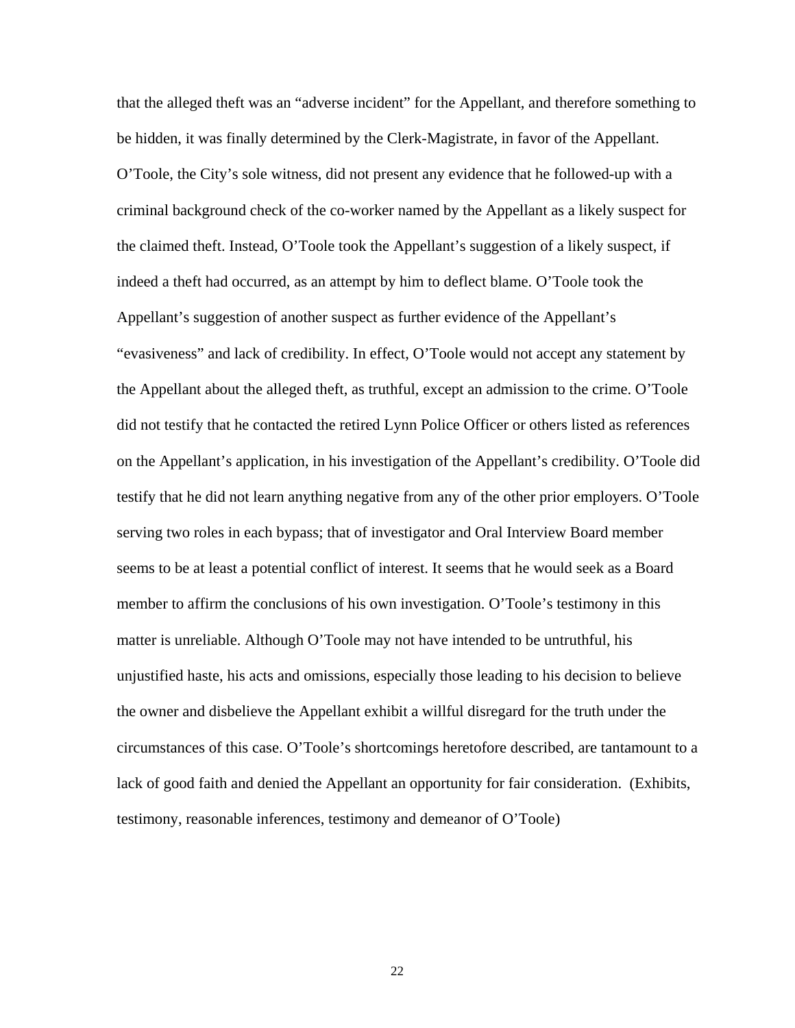that the alleged theft was an "adverse incident" for the Appellant, and therefore something to be hidden, it was finally determined by the Clerk-Magistrate, in favor of the Appellant. O'Toole, the City's sole witness, did not present any evidence that he followed-up with a criminal background check of the co-worker named by the Appellant as a likely suspect for the claimed theft. Instead, O'Toole took the Appellant's suggestion of a likely suspect, if indeed a theft had occurred, as an attempt by him to deflect blame. O'Toole took the Appellant's suggestion of another suspect as further evidence of the Appellant's "evasiveness" and lack of credibility. In effect, O'Toole would not accept any statement by the Appellant about the alleged theft, as truthful, except an admission to the crime. O'Toole did not testify that he contacted the retired Lynn Police Officer or others listed as references on the Appellant's application, in his investigation of the Appellant's credibility. O'Toole did testify that he did not learn anything negative from any of the other prior employers. O'Toole serving two roles in each bypass; that of investigator and Oral Interview Board member seems to be at least a potential conflict of interest. It seems that he would seek as a Board member to affirm the conclusions of his own investigation. O'Toole's testimony in this matter is unreliable. Although O'Toole may not have intended to be untruthful, his unjustified haste, his acts and omissions, especially those leading to his decision to believe the owner and disbelieve the Appellant exhibit a willful disregard for the truth under the circumstances of this case. O'Toole's shortcomings heretofore described, are tantamount to a lack of good faith and denied the Appellant an opportunity for fair consideration. (Exhibits, testimony, reasonable inferences, testimony and demeanor of O'Toole)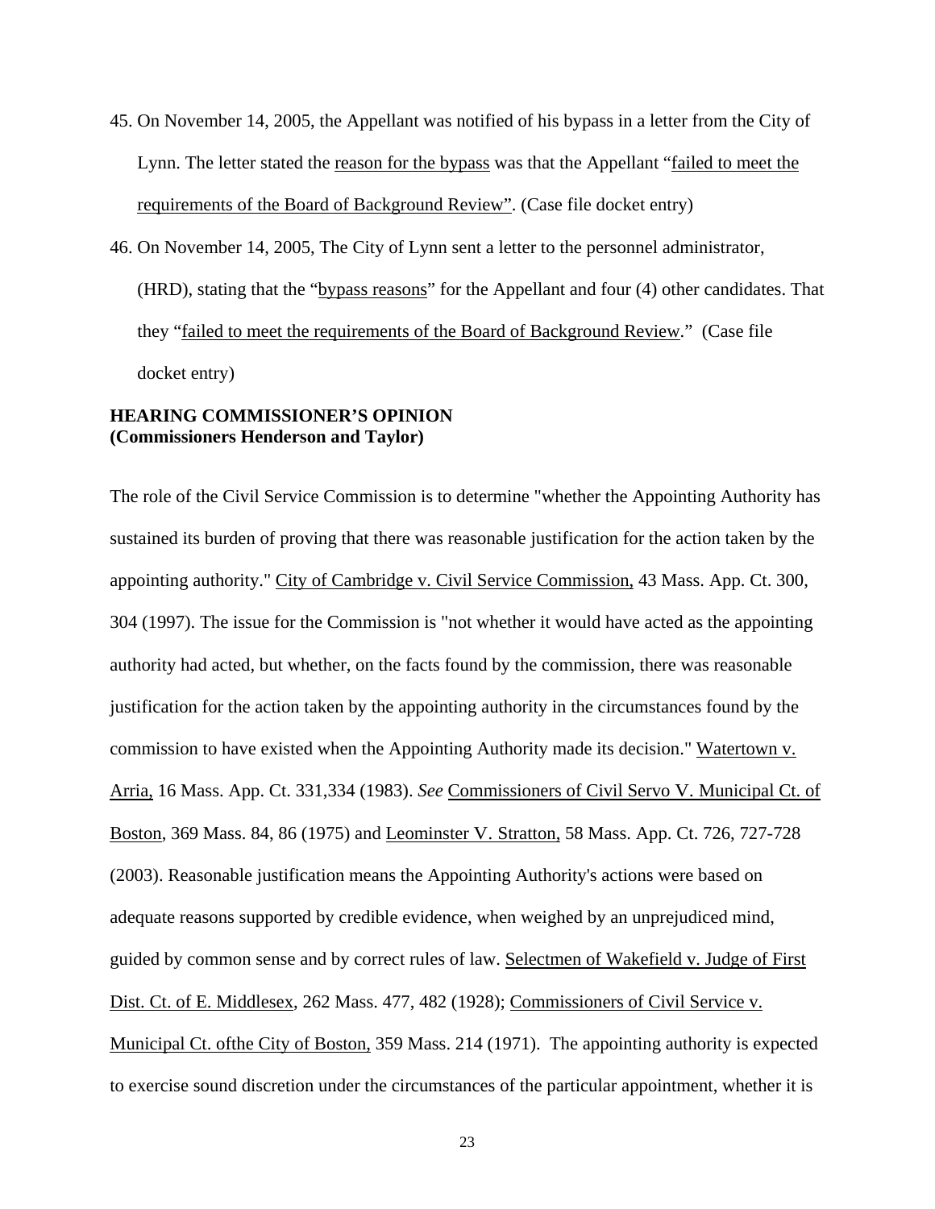45. On November 14, 2005, the Appellant was notified of his bypass in a letter from the City of Lynn. The letter stated the reason for the bypass was that the Appellant "failed to meet the requirements of the Board of Background Review". (Case file docket entry)

46. On November 14, 2005, The City of Lynn sent a letter to the personnel administrator, (HRD), stating that the "bypass reasons" for the Appellant and four (4) other candidates. That they "failed to meet the requirements of the Board of Background Review." (Case file docket entry)

**HEARING COMMISSIONER'S OPINION**
**(Commissioners Henderson and Taylor)**

The role of the Civil Service Commission is to determine "whether the Appointing Authority has sustained its burden of proving that there was reasonable justification for the action taken by the appointing authority." City of Cambridge v. Civil Service Commission, 43 Mass. App. Ct. 300, 304 (1997). The issue for the Commission is "not whether it would have acted as the appointing authority had acted, but whether, on the facts found by the commission, there was reasonable justification for the action taken by the appointing authority in the circumstances found by the commission to have existed when the Appointing Authority made its decision." Watertown v. Arria, 16 Mass. App. Ct. 331,334 (1983). *See* Commissioners of Civil Servo V. Municipal Ct. of Boston, 369 Mass. 84, 86 (1975) and Leominster V. Stratton, 58 Mass. App. Ct. 726, 727-728 (2003). Reasonable justification means the Appointing Authority's actions were based on adequate reasons supported by credible evidence, when weighed by an unprejudiced mind, guided by common sense and by correct rules of law. Selectmen of Wakefield v. Judge of First Dist. Ct. of E. Middlesex, 262 Mass. 477, 482 (1928); Commissioners of Civil Service v. Municipal Ct. ofthe City of Boston, 359 Mass. 214 (1971). The appointing authority is expected to exercise sound discretion under the circumstances of the particular appointment, whether it is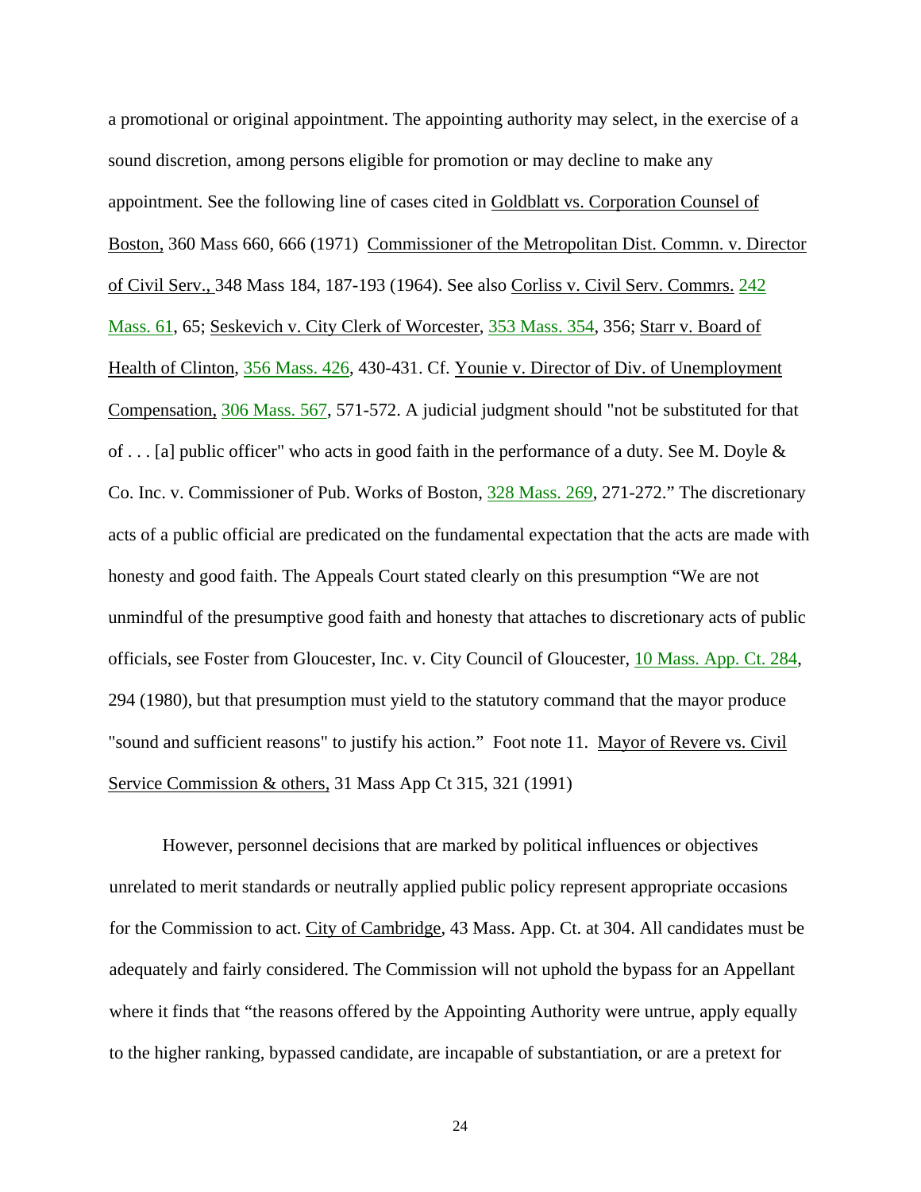a promotional or original appointment. The appointing authority may select, in the exercise of a sound discretion, among persons eligible for promotion or may decline to make any appointment. See the following line of cases cited in Goldblatt vs. Corporation Counsel of Boston, 360 Mass 660, 666 (1971) Commissioner of the Metropolitan Dist. Commn. v. Director of Civil Serv., 348 Mass 184, 187-193 (1964). See also Corliss v. Civil Serv. Commrs. 242 Mass. 61, 65; Seskevich v. City Clerk of Worcester, 353 Mass. 354, 356; Starr v. Board of Health of Clinton, 356 Mass. 426, 430-431. Cf. Younie v. Director of Div. of Unemployment Compensation, 306 Mass. 567, 571-572. A judicial judgment should "not be substituted for that of . . . [a] public officer" who acts in good faith in the performance of a duty. See M. Doyle & Co. Inc. v. Commissioner of Pub. Works of Boston, 328 Mass. 269, 271-272." The discretionary acts of a public official are predicated on the fundamental expectation that the acts are made with honesty and good faith. The Appeals Court stated clearly on this presumption "We are not unmindful of the presumptive good faith and honesty that attaches to discretionary acts of public officials, see Foster from Gloucester, Inc. v. City Council of Gloucester, 10 Mass. App. Ct. 284, 294 (1980), but that presumption must yield to the statutory command that the mayor produce "sound and sufficient reasons" to justify his action." Foot note 11. Mayor of Revere vs. Civil Service Commission & others, 31 Mass App Ct 315, 321 (1991)

However, personnel decisions that are marked by political influences or objectives unrelated to merit standards or neutrally applied public policy represent appropriate occasions for the Commission to act. City of Cambridge, 43 Mass. App. Ct. at 304. All candidates must be adequately and fairly considered. The Commission will not uphold the bypass for an Appellant where it finds that "the reasons offered by the Appointing Authority were untrue, apply equally to the higher ranking, bypassed candidate, are incapable of substantiation, or are a pretext for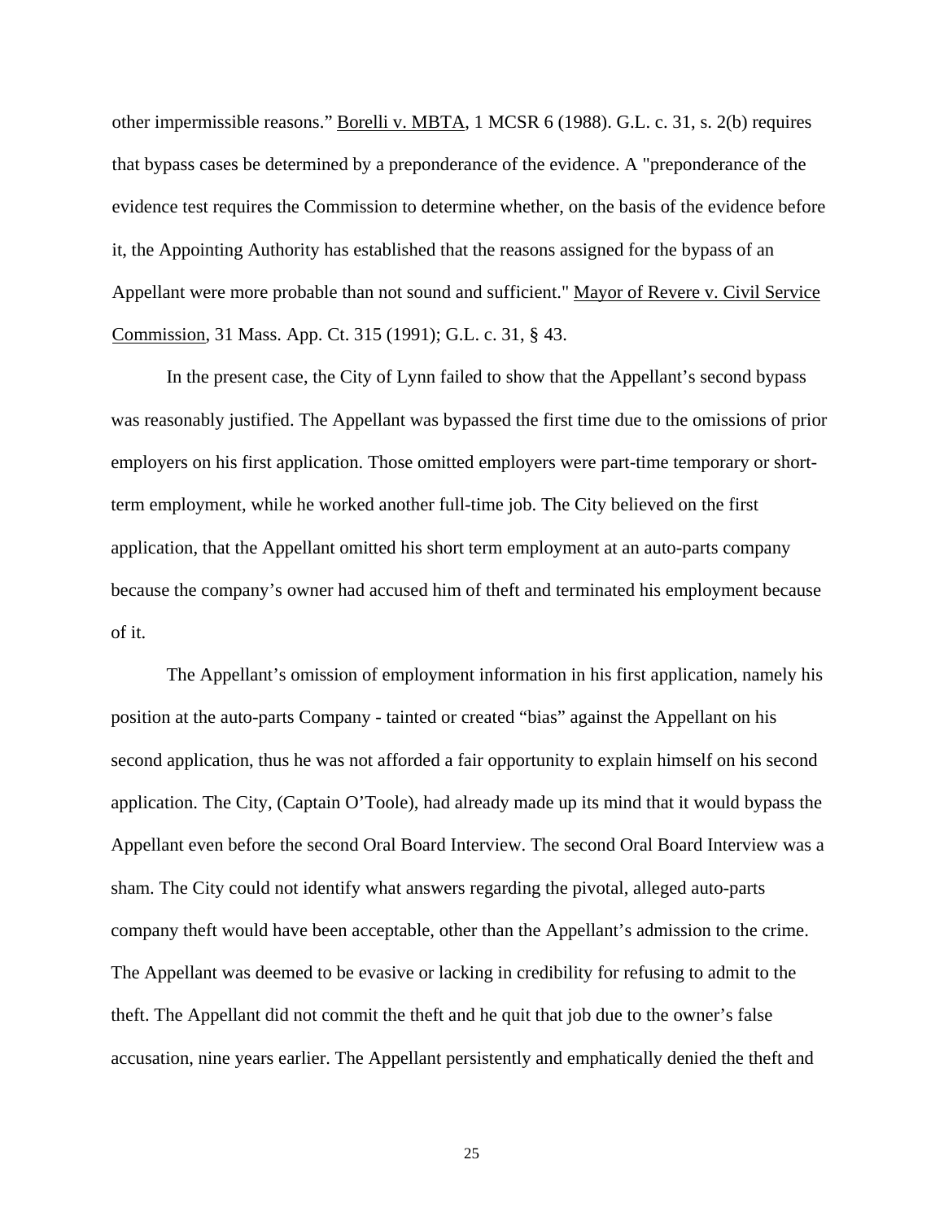other impermissible reasons." Borelli v. MBTA, 1 MCSR 6 (1988). G.L. c. 31, s. 2(b) requires that bypass cases be determined by a preponderance of the evidence. A "preponderance of the evidence test requires the Commission to determine whether, on the basis of the evidence before it, the Appointing Authority has established that the reasons assigned for the bypass of an Appellant were more probable than not sound and sufficient." Mayor of Revere v. Civil Service Commission, 31 Mass. App. Ct. 315 (1991); G.L. c. 31, § 43.

In the present case, the City of Lynn failed to show that the Appellant's second bypass was reasonably justified. The Appellant was bypassed the first time due to the omissions of prior employers on his first application. Those omitted employers were part-time temporary or short-term employment, while he worked another full-time job. The City believed on the first application, that the Appellant omitted his short term employment at an auto-parts company because the company's owner had accused him of theft and terminated his employment because of it.

The Appellant's omission of employment information in his first application, namely his position at the auto-parts Company - tainted or created "bias" against the Appellant on his second application, thus he was not afforded a fair opportunity to explain himself on his second application. The City, (Captain O'Toole), had already made up its mind that it would bypass the Appellant even before the second Oral Board Interview. The second Oral Board Interview was a sham. The City could not identify what answers regarding the pivotal, alleged auto-parts company theft would have been acceptable, other than the Appellant's admission to the crime. The Appellant was deemed to be evasive or lacking in credibility for refusing to admit to the theft. The Appellant did not commit the theft and he quit that job due to the owner's false accusation, nine years earlier. The Appellant persistently and emphatically denied the theft and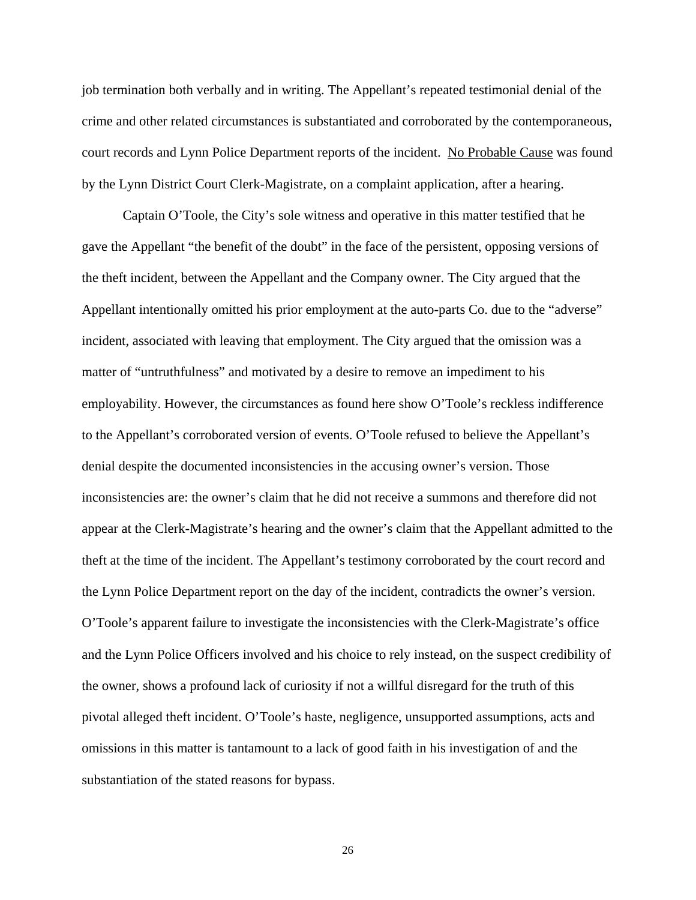job termination both verbally and in writing. The Appellant's repeated testimonial denial of the crime and other related circumstances is substantiated and corroborated by the contemporaneous, court records and Lynn Police Department reports of the incident. <u>No Probable Cause</u> was found by the Lynn District Court Clerk-Magistrate, on a complaint application, after a hearing.

Captain O'Toole, the City's sole witness and operative in this matter testified that he gave the Appellant "the benefit of the doubt" in the face of the persistent, opposing versions of the theft incident, between the Appellant and the Company owner. The City argued that the Appellant intentionally omitted his prior employment at the auto-parts Co. due to the "adverse" incident, associated with leaving that employment. The City argued that the omission was a matter of "untruthfulness" and motivated by a desire to remove an impediment to his employability. However, the circumstances as found here show O'Toole's reckless indifference to the Appellant's corroborated version of events. O'Toole refused to believe the Appellant's denial despite the documented inconsistencies in the accusing owner's version. Those inconsistencies are: the owner's claim that he did not receive a summons and therefore did not appear at the Clerk-Magistrate's hearing and the owner's claim that the Appellant admitted to the theft at the time of the incident. The Appellant's testimony corroborated by the court record and the Lynn Police Department report on the day of the incident, contradicts the owner's version. O'Toole's apparent failure to investigate the inconsistencies with the Clerk-Magistrate's office and the Lynn Police Officers involved and his choice to rely instead, on the suspect credibility of the owner, shows a profound lack of curiosity if not a willful disregard for the truth of this pivotal alleged theft incident. O'Toole's haste, negligence, unsupported assumptions, acts and omissions in this matter is tantamount to a lack of good faith in his investigation of and the substantiation of the stated reasons for bypass.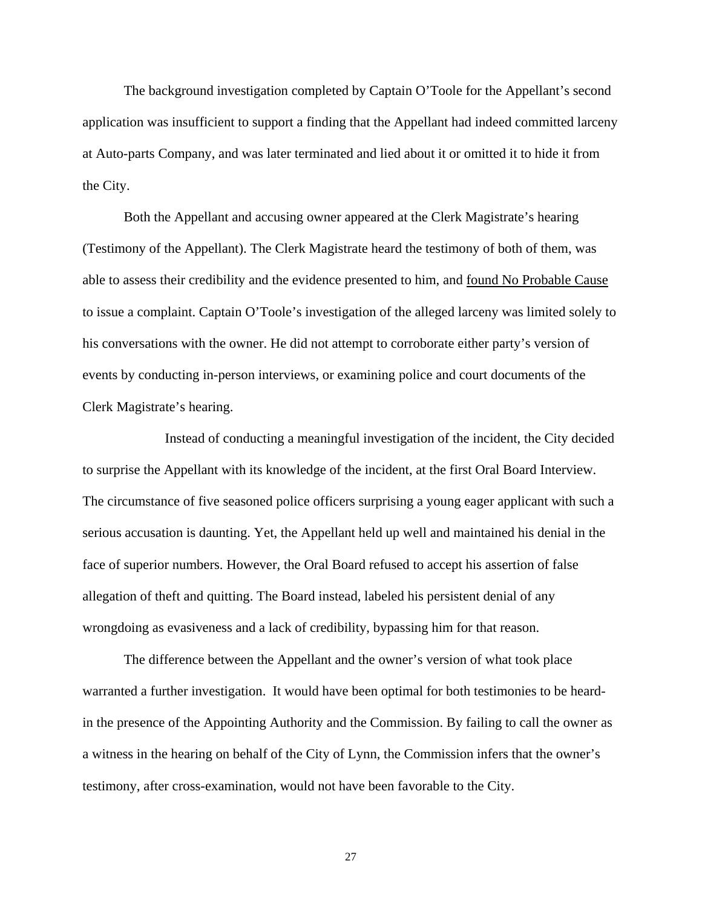The background investigation completed by Captain O'Toole for the Appellant's second application was insufficient to support a finding that the Appellant had indeed committed larceny at Auto-parts Company, and was later terminated and lied about it or omitted it to hide it from the City.

Both the Appellant and accusing owner appeared at the Clerk Magistrate's hearing (Testimony of the Appellant). The Clerk Magistrate heard the testimony of both of them, was able to assess their credibility and the evidence presented to him, and <u>found No Probable Cause</u> to issue a complaint. Captain O'Toole's investigation of the alleged larceny was limited solely to his conversations with the owner. He did not attempt to corroborate either party's version of events by conducting in-person interviews, or examining police and court documents of the Clerk Magistrate's hearing.

Instead of conducting a meaningful investigation of the incident, the City decided to surprise the Appellant with its knowledge of the incident, at the first Oral Board Interview. The circumstance of five seasoned police officers surprising a young eager applicant with such a serious accusation is daunting. Yet, the Appellant held up well and maintained his denial in the face of superior numbers. However, the Oral Board refused to accept his assertion of false allegation of theft and quitting. The Board instead, labeled his persistent denial of any wrongdoing as evasiveness and a lack of credibility, bypassing him for that reason.

The difference between the Appellant and the owner's version of what took place warranted a further investigation. It would have been optimal for both testimonies to be heard-in the presence of the Appointing Authority and the Commission. By failing to call the owner as a witness in the hearing on behalf of the City of Lynn, the Commission infers that the owner's testimony, after cross-examination, would not have been favorable to the City.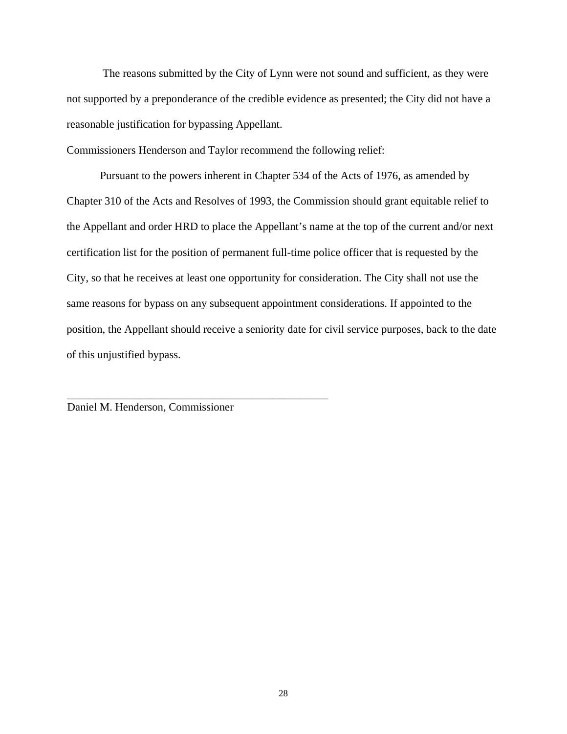The reasons submitted by the City of Lynn were not sound and sufficient, as they were not supported by a preponderance of the credible evidence as presented; the City did not have a reasonable justification for bypassing Appellant.

Commissioners Henderson and Taylor recommend the following relief:

Pursuant to the powers inherent in Chapter 534 of the Acts of 1976, as amended by Chapter 310 of the Acts and Resolves of 1993, the Commission should grant equitable relief to the Appellant and order HRD to place the Appellant's name at the top of the current and/or next certification list for the position of permanent full-time police officer that is requested by the City, so that he receives at least one opportunity for consideration. The City shall not use the same reasons for bypass on any subsequent appointment considerations. If appointed to the position, the Appellant should receive a seniority date for civil service purposes, back to the date of this unjustified bypass.

\_\_\_\_\_\_\_\_\_\_\_\_\_\_\_\_\_\_\_\_\_\_\_\_\_\_\_\_\_\_\_\_\_\_\_\_\_\_\_\_\_\_\_\_\_

Daniel M. Henderson, Commissioner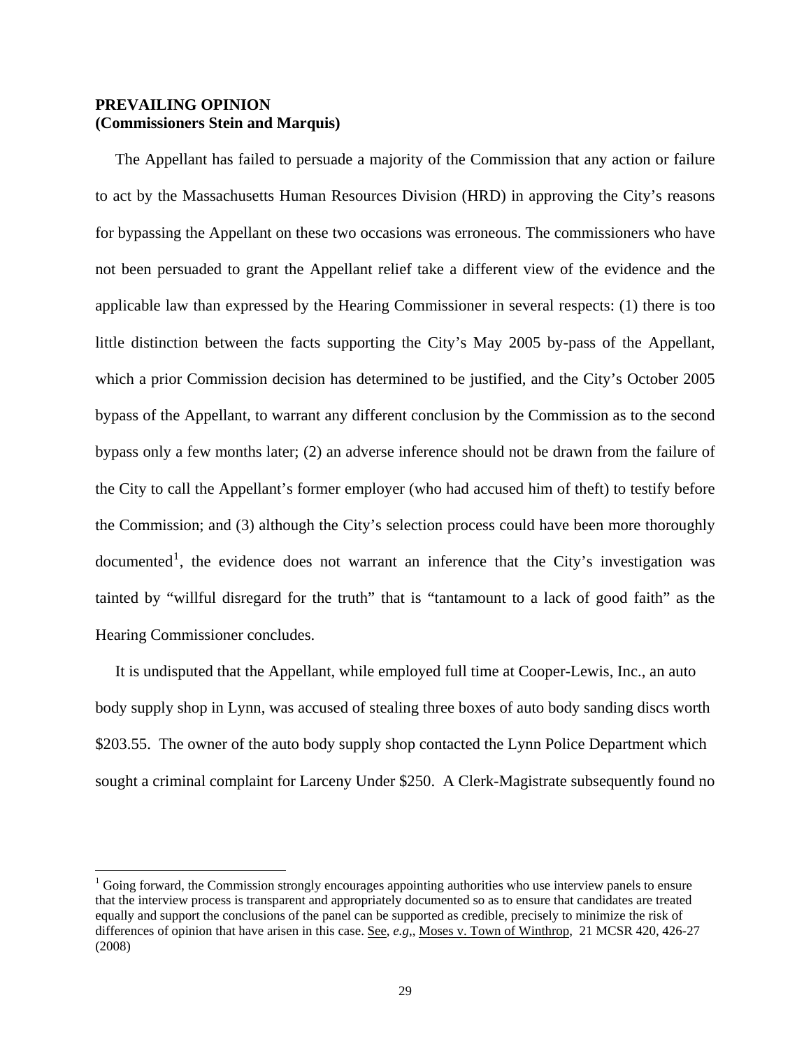**PREVAILING OPINION**
**(Commissioners Stein and Marquis)**

The Appellant has failed to persuade a majority of the Commission that any action or failure to act by the Massachusetts Human Resources Division (HRD) in approving the City's reasons for bypassing the Appellant on these two occasions was erroneous. The commissioners who have not been persuaded to grant the Appellant relief take a different view of the evidence and the applicable law than expressed by the Hearing Commissioner in several respects: (1) there is too little distinction between the facts supporting the City's May 2005 by-pass of the Appellant, which a prior Commission decision has determined to be justified, and the City's October 2005 bypass of the Appellant, to warrant any different conclusion by the Commission as to the second bypass only a few months later; (2) an adverse inference should not be drawn from the failure of the City to call the Appellant's former employer (who had accused him of theft) to testify before the Commission; and (3) although the City's selection process could have been more thoroughly documented[1], the evidence does not warrant an inference that the City's investigation was tainted by "willful disregard for the truth" that is "tantamount to a lack of good faith" as the Hearing Commissioner concludes.

It is undisputed that the Appellant, while employed full time at Cooper-Lewis, Inc., an auto body supply shop in Lynn, was accused of stealing three boxes of auto body sanding discs worth $203.55. The owner of the auto body supply shop contacted the Lynn Police Department which sought a criminal complaint for Larceny Under $250. A Clerk-Magistrate subsequently found no

[1] Going forward, the Commission strongly encourages appointing authorities who use interview panels to ensure that the interview process is transparent and appropriately documented so as to ensure that candidates are treated equally and support the conclusions of the panel can be supported as credible, precisely to minimize the risk of differences of opinion that have arisen in this case. See, *e.g*,, Moses v. Town of Winthrop, 21 MCSR 420, 426-27 (2008)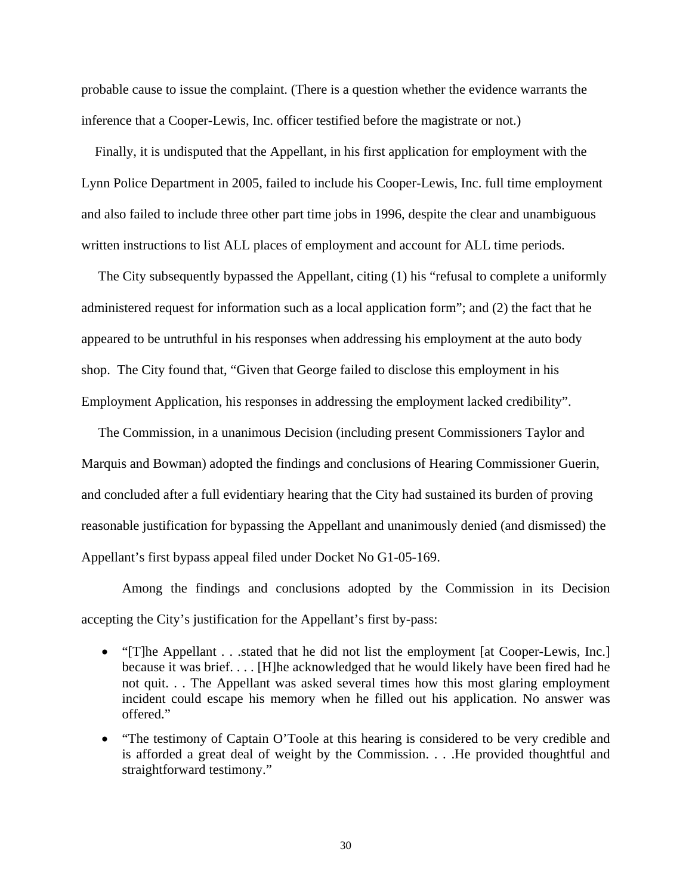probable cause to issue the complaint. (There is a question whether the evidence warrants the inference that a Cooper-Lewis, Inc. officer testified before the magistrate or not.)

Finally, it is undisputed that the Appellant, in his first application for employment with the Lynn Police Department in 2005, failed to include his Cooper-Lewis, Inc. full time employment and also failed to include three other part time jobs in 1996, despite the clear and unambiguous written instructions to list ALL places of employment and account for ALL time periods.

The City subsequently bypassed the Appellant, citing (1) his "refusal to complete a uniformly administered request for information such as a local application form"; and (2) the fact that he appeared to be untruthful in his responses when addressing his employment at the auto body shop. The City found that, "Given that George failed to disclose this employment in his Employment Application, his responses in addressing the employment lacked credibility".

The Commission, in a unanimous Decision (including present Commissioners Taylor and Marquis and Bowman) adopted the findings and conclusions of Hearing Commissioner Guerin, and concluded after a full evidentiary hearing that the City had sustained its burden of proving reasonable justification for bypassing the Appellant and unanimously denied (and dismissed) the Appellant's first bypass appeal filed under Docket No G1-05-169.

Among the findings and conclusions adopted by the Commission in its Decision accepting the City's justification for the Appellant's first by-pass:

- "[T]he Appellant . . .stated that he did not list the employment [at Cooper-Lewis, Inc.] because it was brief. . . . [H]he acknowledged that he would likely have been fired had he not quit. . . The Appellant was asked several times how this most glaring employment incident could escape his memory when he filled out his application. No answer was offered."
- "The testimony of Captain O'Toole at this hearing is considered to be very credible and is afforded a great deal of weight by the Commission. . . .He provided thoughtful and straightforward testimony."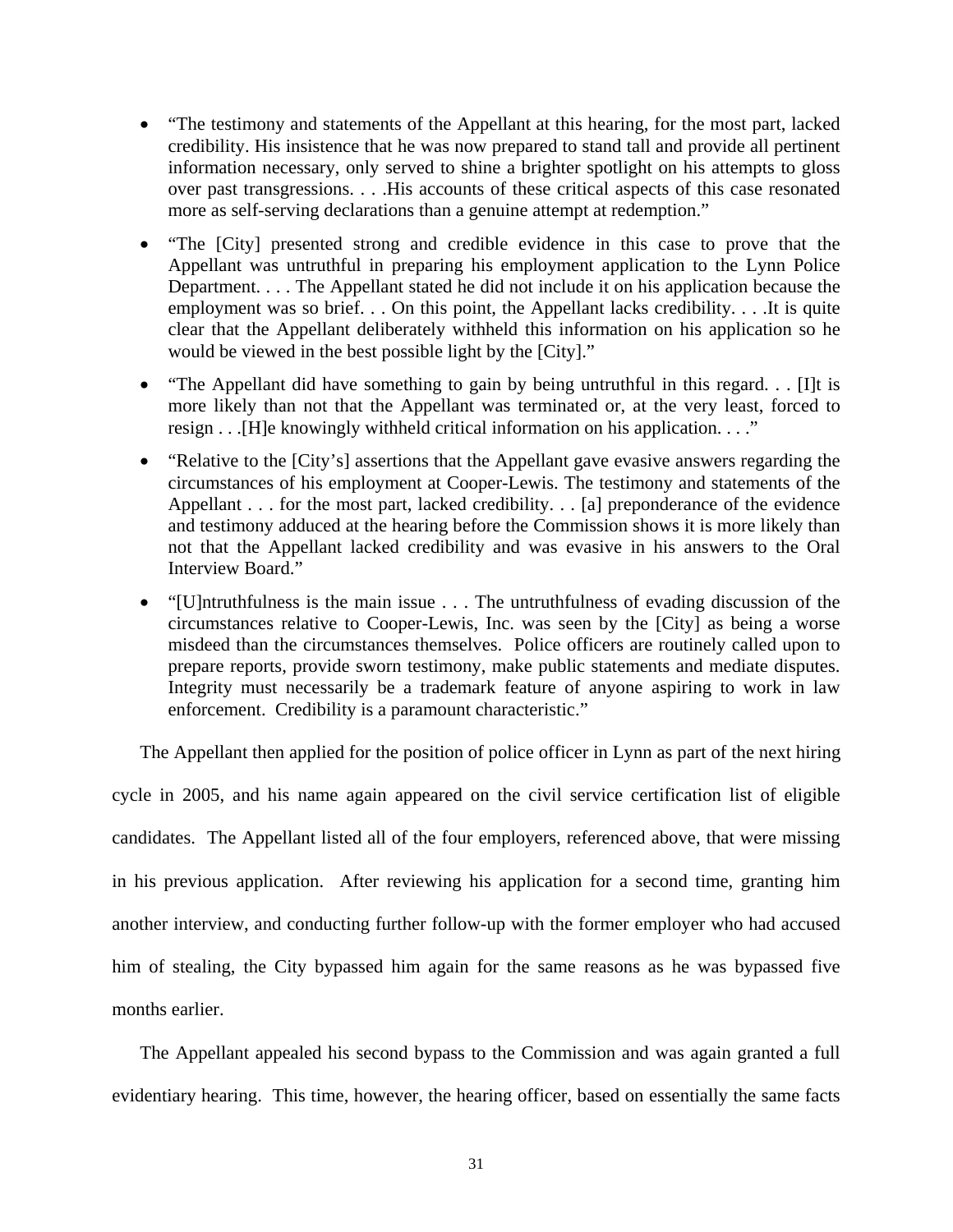- "The testimony and statements of the Appellant at this hearing, for the most part, lacked credibility. His insistence that he was now prepared to stand tall and provide all pertinent information necessary, only served to shine a brighter spotlight on his attempts to gloss over past transgressions. . . .His accounts of these critical aspects of this case resonated more as self-serving declarations than a genuine attempt at redemption."

- "The [City] presented strong and credible evidence in this case to prove that the Appellant was untruthful in preparing his employment application to the Lynn Police Department. . . . The Appellant stated he did not include it on his application because the employment was so brief. . . On this point, the Appellant lacks credibility. . . .It is quite clear that the Appellant deliberately withheld this information on his application so he would be viewed in the best possible light by the [City]."

- "The Appellant did have something to gain by being untruthful in this regard. . . [I]t is more likely than not that the Appellant was terminated or, at the very least, forced to resign . . .[H]e knowingly withheld critical information on his application. . . ."

- "Relative to the [City's] assertions that the Appellant gave evasive answers regarding the circumstances of his employment at Cooper-Lewis. The testimony and statements of the Appellant . . . for the most part, lacked credibility. . . [a] preponderance of the evidence and testimony adduced at the hearing before the Commission shows it is more likely than not that the Appellant lacked credibility and was evasive in his answers to the Oral Interview Board."

- "[U]ntruthfulness is the main issue . . . The untruthfulness of evading discussion of the circumstances relative to Cooper-Lewis, Inc. was seen by the [City] as being a worse misdeed than the circumstances themselves. Police officers are routinely called upon to prepare reports, provide sworn testimony, make public statements and mediate disputes. Integrity must necessarily be a trademark feature of anyone aspiring to work in law enforcement. Credibility is a paramount characteristic."

The Appellant then applied for the position of police officer in Lynn as part of the next hiring cycle in 2005, and his name again appeared on the civil service certification list of eligible candidates. The Appellant listed all of the four employers, referenced above, that were missing in his previous application. After reviewing his application for a second time, granting him another interview, and conducting further follow-up with the former employer who had accused him of stealing, the City bypassed him again for the same reasons as he was bypassed five months earlier.

The Appellant appealed his second bypass to the Commission and was again granted a full evidentiary hearing. This time, however, the hearing officer, based on essentially the same facts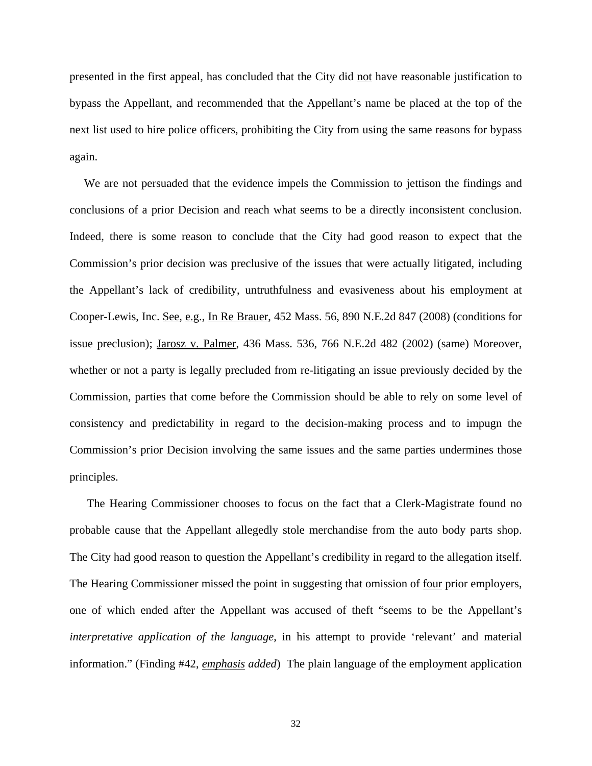presented in the first appeal, has concluded that the City did <u>not</u> have reasonable justification to bypass the Appellant, and recommended that the Appellant's name be placed at the top of the next list used to hire police officers, prohibiting the City from using the same reasons for bypass again.

We are not persuaded that the evidence impels the Commission to jettison the findings and conclusions of a prior Decision and reach what seems to be a directly inconsistent conclusion. Indeed, there is some reason to conclude that the City had good reason to expect that the Commission's prior decision was preclusive of the issues that were actually litigated, including the Appellant's lack of credibility, untruthfulness and evasiveness about his employment at Cooper-Lewis, Inc. <u>See</u>, <u>e.g.</u>, <u>In Re Brauer</u>, 452 Mass. 56, 890 N.E.2d 847 (2008) (conditions for issue preclusion); <u>Jarosz v. Palmer</u>, 436 Mass. 536, 766 N.E.2d 482 (2002) (same) Moreover, whether or not a party is legally precluded from re-litigating an issue previously decided by the Commission, parties that come before the Commission should be able to rely on some level of consistency and predictability in regard to the decision-making process and to impugn the Commission's prior Decision involving the same issues and the same parties undermines those principles.

The Hearing Commissioner chooses to focus on the fact that a Clerk-Magistrate found no probable cause that the Appellant allegedly stole merchandise from the auto body parts shop. The City had good reason to question the Appellant's credibility in regard to the allegation itself. The Hearing Commissioner missed the point in suggesting that omission of <u>four</u> prior employers, one of which ended after the Appellant was accused of theft "seems to be the Appellant's *interpretative application of the language*, in his attempt to provide 'relevant' and material information." (Finding #42, <u>*emphasis*</u> *added*) The plain language of the employment application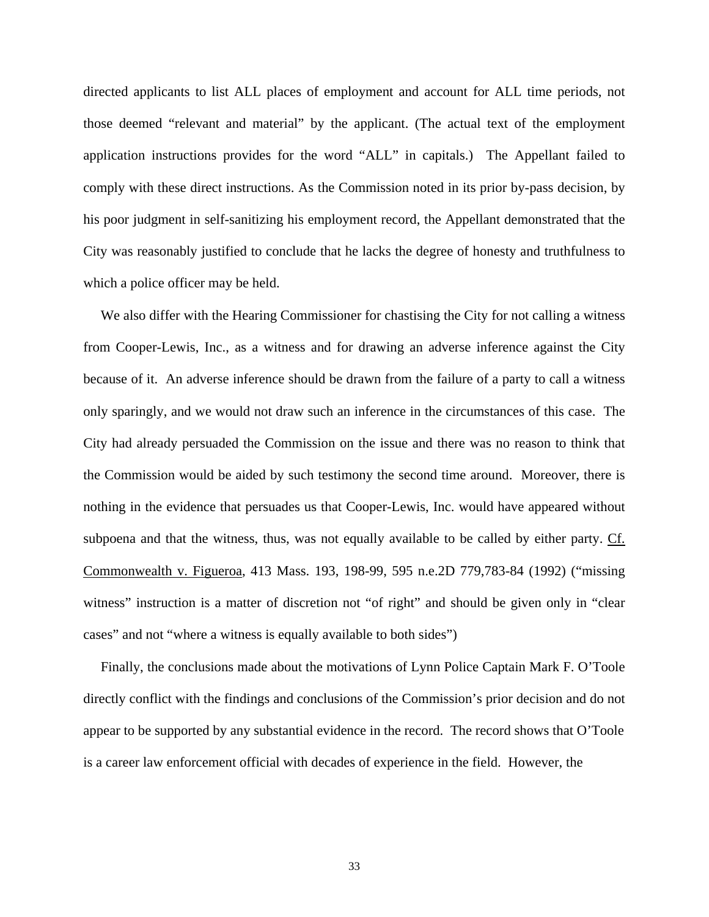directed applicants to list ALL places of employment and account for ALL time periods, not those deemed "relevant and material" by the applicant. (The actual text of the employment application instructions provides for the word "ALL" in capitals.) The Appellant failed to comply with these direct instructions. As the Commission noted in its prior by-pass decision, by his poor judgment in self-sanitizing his employment record, the Appellant demonstrated that the City was reasonably justified to conclude that he lacks the degree of honesty and truthfulness to which a police officer may be held.

We also differ with the Hearing Commissioner for chastising the City for not calling a witness from Cooper-Lewis, Inc., as a witness and for drawing an adverse inference against the City because of it. An adverse inference should be drawn from the failure of a party to call a witness only sparingly, and we would not draw such an inference in the circumstances of this case. The City had already persuaded the Commission on the issue and there was no reason to think that the Commission would be aided by such testimony the second time around. Moreover, there is nothing in the evidence that persuades us that Cooper-Lewis, Inc. would have appeared without subpoena and that the witness, thus, was not equally available to be called by either party. Cf. Commonwealth v. Figueroa, 413 Mass. 193, 198-99, 595 n.e.2D 779,783-84 (1992) ("missing witness" instruction is a matter of discretion not "of right" and should be given only in "clear cases" and not "where a witness is equally available to both sides")

Finally, the conclusions made about the motivations of Lynn Police Captain Mark F. O'Toole directly conflict with the findings and conclusions of the Commission's prior decision and do not appear to be supported by any substantial evidence in the record. The record shows that O'Toole is a career law enforcement official with decades of experience in the field. However, the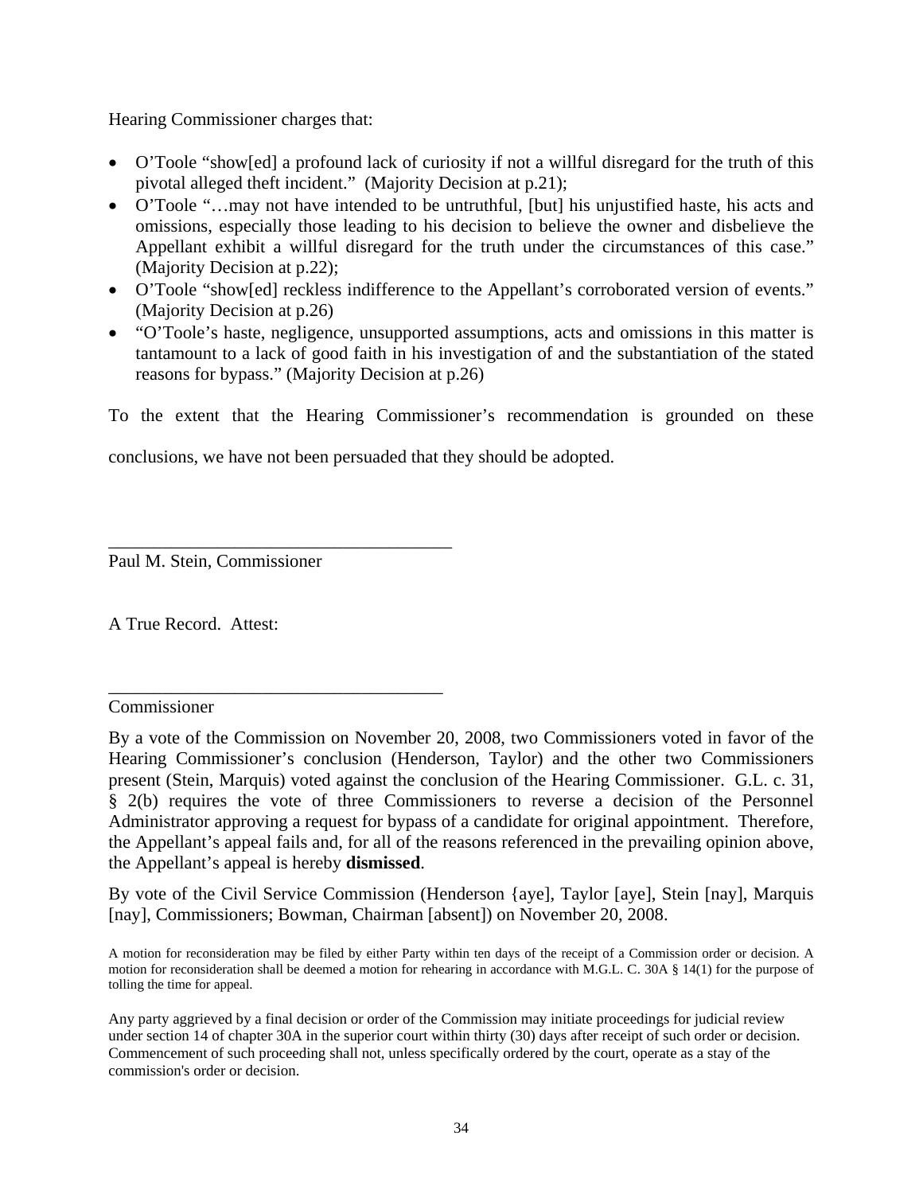Hearing Commissioner charges that:

- O'Toole "show[ed] a profound lack of curiosity if not a willful disregard for the truth of this pivotal alleged theft incident." (Majority Decision at p.21);
- O'Toole "…may not have intended to be untruthful, [but] his unjustified haste, his acts and omissions, especially those leading to his decision to believe the owner and disbelieve the Appellant exhibit a willful disregard for the truth under the circumstances of this case." (Majority Decision at p.22);
- O'Toole "show[ed] reckless indifference to the Appellant's corroborated version of events." (Majority Decision at p.26)
- "O'Toole's haste, negligence, unsupported assumptions, acts and omissions in this matter is tantamount to a lack of good faith in his investigation of and the substantiation of the stated reasons for bypass." (Majority Decision at p.26)

To the extent that the Hearing Commissioner's recommendation is grounded on these conclusions, we have not been persuaded that they should be adopted.

_______________________________________
Paul M. Stein, Commissioner

A True Record. Attest:

_______________________________________
Commissioner

By a vote of the Commission on November 20, 2008, two Commissioners voted in favor of the Hearing Commissioner's conclusion (Henderson, Taylor) and the other two Commissioners present (Stein, Marquis) voted against the conclusion of the Hearing Commissioner. G.L. c. 31, § 2(b) requires the vote of three Commissioners to reverse a decision of the Personnel Administrator approving a request for bypass of a candidate for original appointment. Therefore, the Appellant's appeal fails and, for all of the reasons referenced in the prevailing opinion above, the Appellant's appeal is hereby **dismissed**.

By vote of the Civil Service Commission (Henderson {aye], Taylor [aye], Stein [nay], Marquis [nay], Commissioners; Bowman, Chairman [absent]) on November 20, 2008.

A motion for reconsideration may be filed by either Party within ten days of the receipt of a Commission order or decision. A motion for reconsideration shall be deemed a motion for rehearing in accordance with M.G.L. C. 30A § 14(1) for the purpose of tolling the time for appeal.

Any party aggrieved by a final decision or order of the Commission may initiate proceedings for judicial review under section 14 of chapter 30A in the superior court within thirty (30) days after receipt of such order or decision. Commencement of such proceeding shall not, unless specifically ordered by the court, operate as a stay of the commission's order or decision.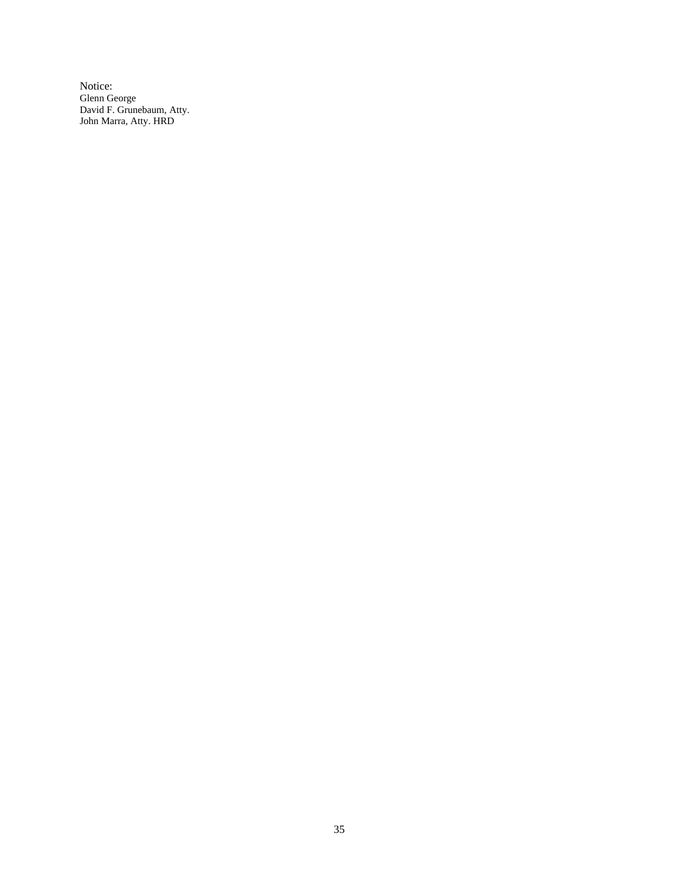Notice:
Glenn George
David F. Grunebaum, Atty.
John Marra, Atty. HRD